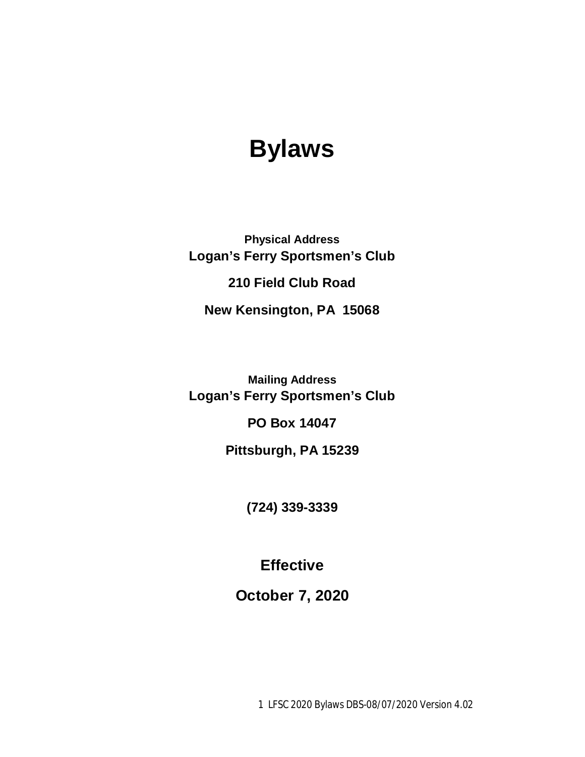# Bylaws

**Physical Address**

**Logan's Ferry Sportsmen's Club**

**210 Field Club Road**

**New Kensington, PA 15068**

**Mailing Address**

**Logan's Ferry Sportsmen's Club**

**PO Box 14047**

**Pittsburgh, PA 15239**

**(724) 339-3339**

## Effective

## October 7, 2020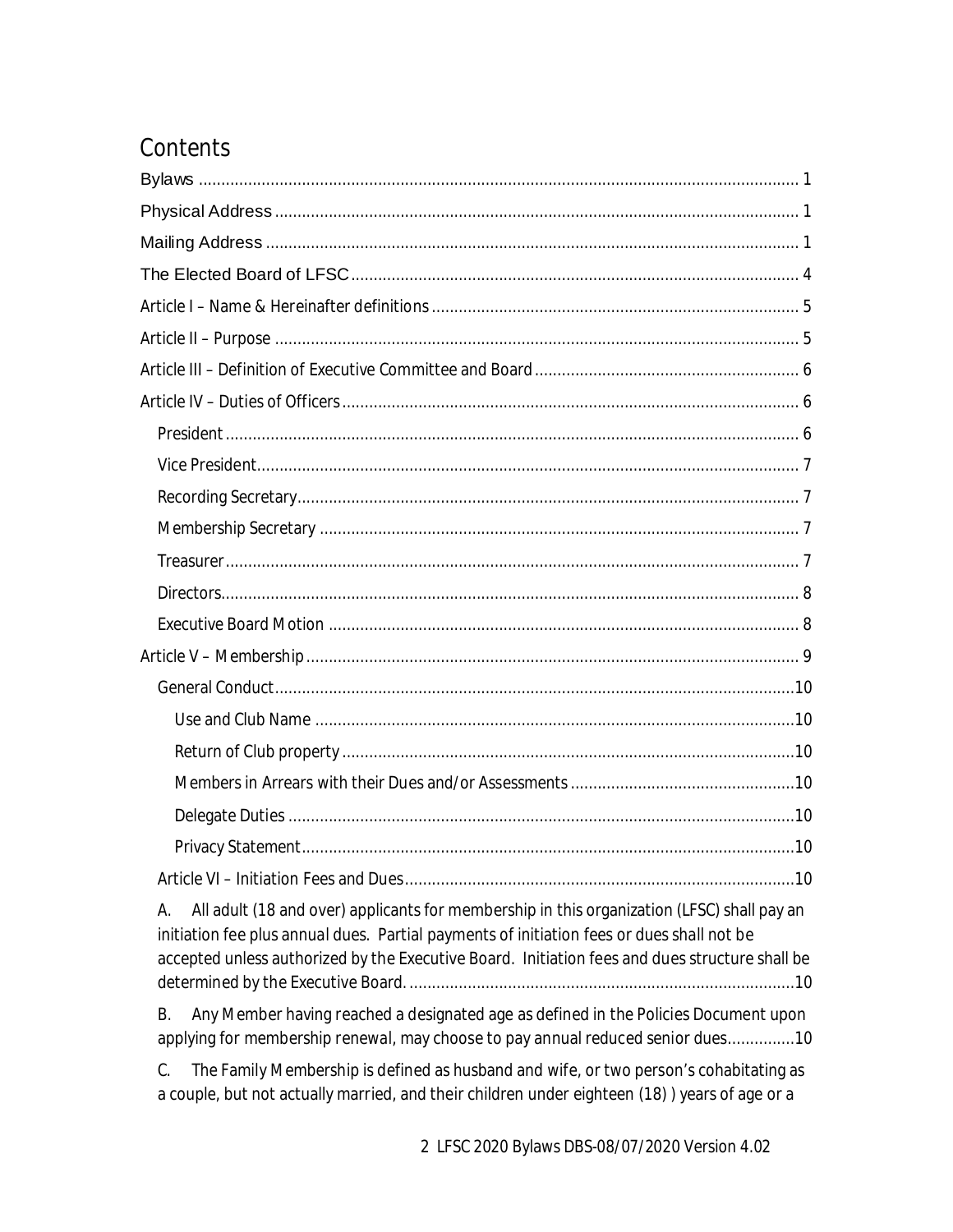# Contents

Bylaws ........................................................................................................................................ 1

Physical Address ........................................................................................................................ 1

Mailing Address .......................................................................................................................... 1

The Elected Board of LFSC .......................................................................................................... 4

Article I – Name & Hereinafter definitions .................................................................................. 5

Article II – Purpose ..................................................................................................................... 5

Article III – Definition of Executive Committee and Board ........................................................... 6

Article IV – Duties of Officers ...................................................................................................... 6

- President ................................................................................................................................ 6
- Vice President......................................................................................................................... 7
- Recording Secretary................................................................................................................ 7
- Membership Secretary ........................................................................................................... 7
- Treasurer................................................................................................................................ 7
- Directors................................................................................................................................. 8
- Executive Board Motion ......................................................................................................... 8

Article V – Membership ............................................................................................................... 9

- General Conduct.....................................................................................................................10
  - Use and Club Name ..........................................................................................................10
  - Return of Club property ....................................................................................................10
  - Members in Arrears with their Dues and/or Assessments .................................................10
  - Delegate Duties ................................................................................................................10
  - Privacy Statement.............................................................................................................10
- Article VI – Initiation Fees and Dues.......................................................................................10

A. All adult (18 and over) applicants for membership in this organization (LFSC) shall pay an initiation fee plus annual dues. Partial payments of initiation fees or dues shall not be accepted unless authorized by the Executive Board. Initiation fees and dues structure shall be determined by the Executive Board. .....................................................................................10

B. Any Member having reached a designated age as defined in the Policies Document upon applying for membership renewal, may choose to pay annual reduced senior dues...............10

C. The Family Membership is defined as husband and wife, or two person's cohabitating as a couple, but not actually married, and their children under eighteen (18) ) years of age or a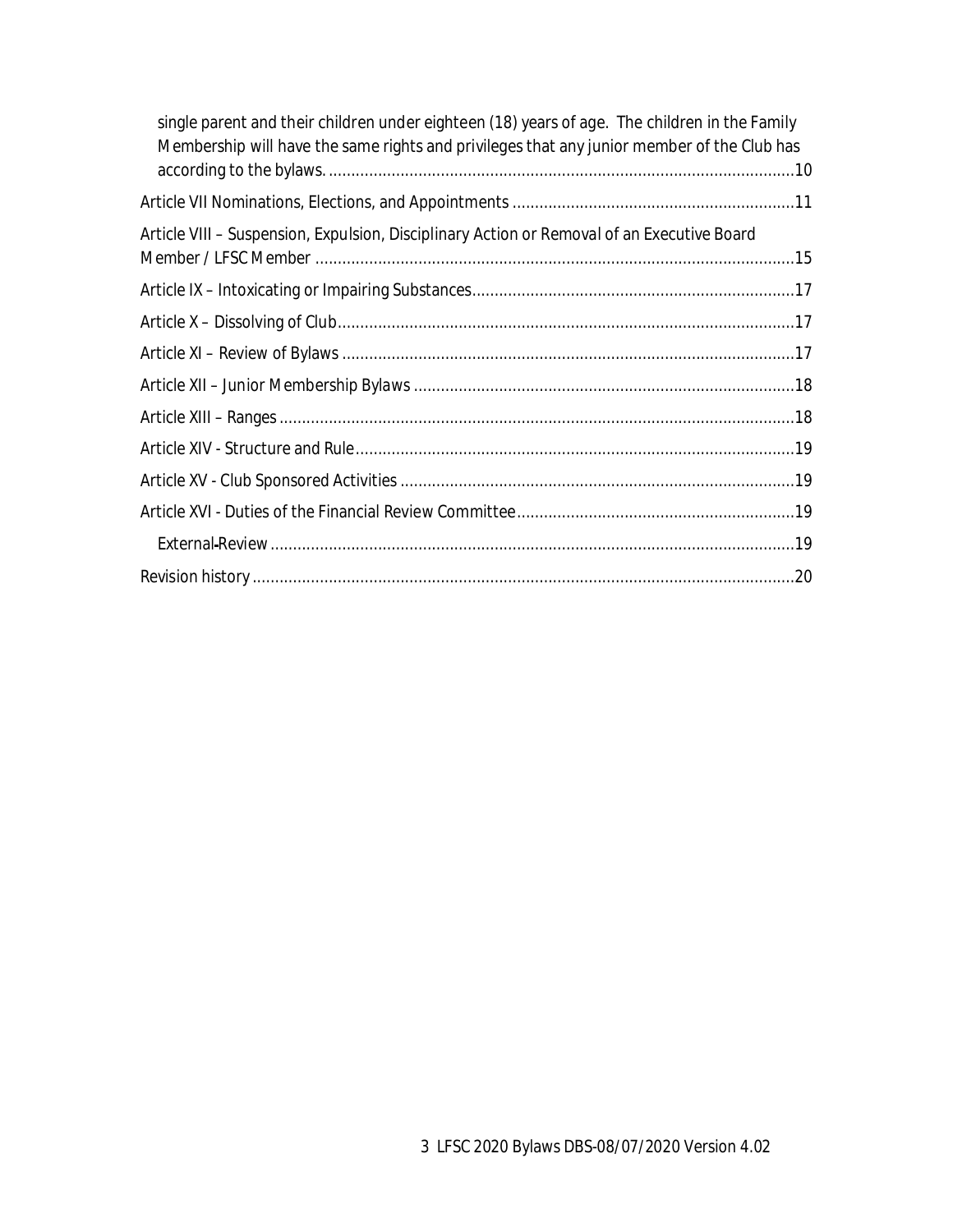single parent and their children under eighteen (18) years of age. The children in the Family Membership will have the same rights and privileges that any junior member of the Club has according to the bylaws. ....................................................................................................10

Article VII Nominations, Elections, and Appointments ..............................................................11

Article VIII – Suspension, Expulsion, Disciplinary Action or Removal of an Executive Board Member / LFSC Member ..........................................................................................................15

Article IX – Intoxicating or Impairing Substances......................................................................17

Article X – Dissolving of Club.....................................................................................................17

Article XI – Review of Bylaws ....................................................................................................17

Article XII – Junior Membership Bylaws ....................................................................................18

Article XIII – Ranges ..................................................................................................................18

Article XIV - Structure and Rule.................................................................................................19

Article XV - Club Sponsored Activities .......................................................................................19

Article XVI - Duties of the Financial Review Committee.............................................................19

External-Review ....................................................................................................................19

Revision history .......................................................................................................................20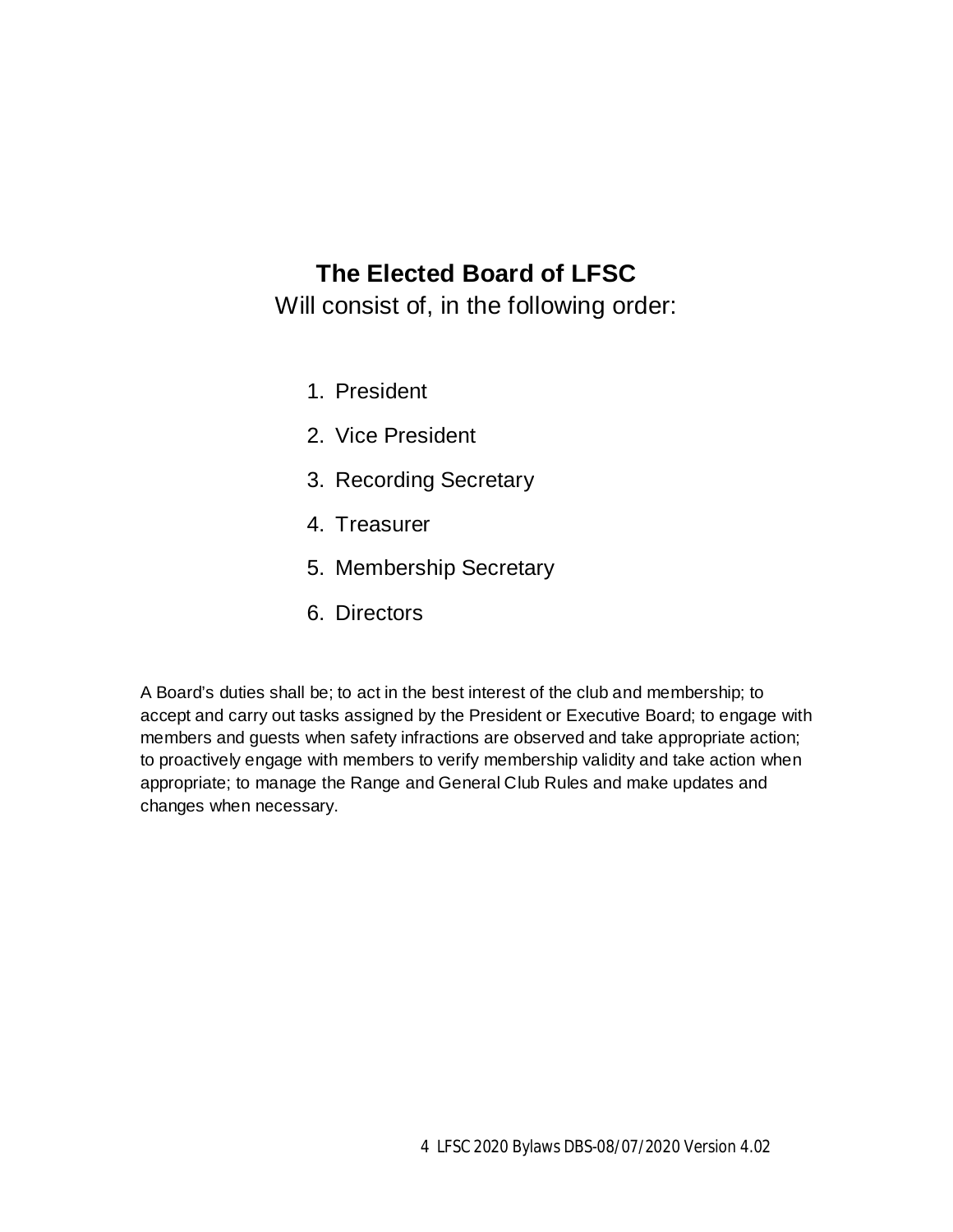## The Elected Board of LFSC

Will consist of, in the following order:

1. President
2. Vice President
3. Recording Secretary
4. Treasurer
5. Membership Secretary
6. Directors

A Board's duties shall be; to act in the best interest of the club and membership; to accept and carry out tasks assigned by the President or Executive Board; to engage with members and guests when safety infractions are observed and take appropriate action; to proactively engage with members to verify membership validity and take action when appropriate; to manage the Range and General Club Rules and make updates and changes when necessary.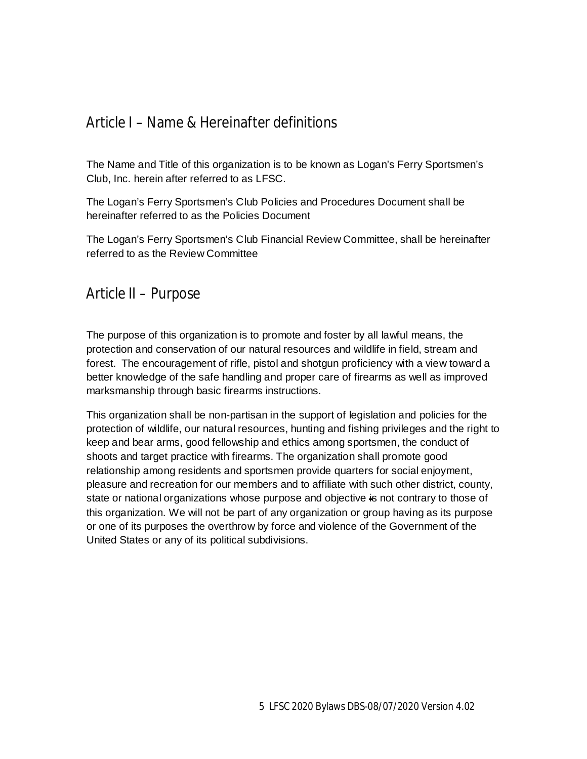## Article I – Name & Hereinafter definitions

The Name and Title of this organization is to be known as Logan's Ferry Sportsmen's Club, Inc. herein after referred to as LFSC.

The Logan's Ferry Sportsmen's Club Policies and Procedures Document shall be hereinafter referred to as the Policies Document

The Logan's Ferry Sportsmen's Club Financial Review Committee, shall be hereinafter referred to as the Review Committee

## Article II – Purpose

The purpose of this organization is to promote and foster by all lawful means, the protection and conservation of our natural resources and wildlife in field, stream and forest. The encouragement of rifle, pistol and shotgun proficiency with a view toward a better knowledge of the safe handling and proper care of firearms as well as improved marksmanship through basic firearms instructions.

This organization shall be non-partisan in the support of legislation and policies for the protection of wildlife, our natural resources, hunting and fishing privileges and the right to keep and bear arms, good fellowship and ethics among sportsmen, the conduct of shoots and target practice with firearms. The organization shall promote good relationship among residents and sportsmen provide quarters for social enjoyment, pleasure and recreation for our members and to affiliate with such other district, county, state or national organizations whose purpose and objective is not contrary to those of this organization. We will not be part of any organization or group having as its purpose or one of its purposes the overthrow by force and violence of the Government of the United States or any of its political subdivisions.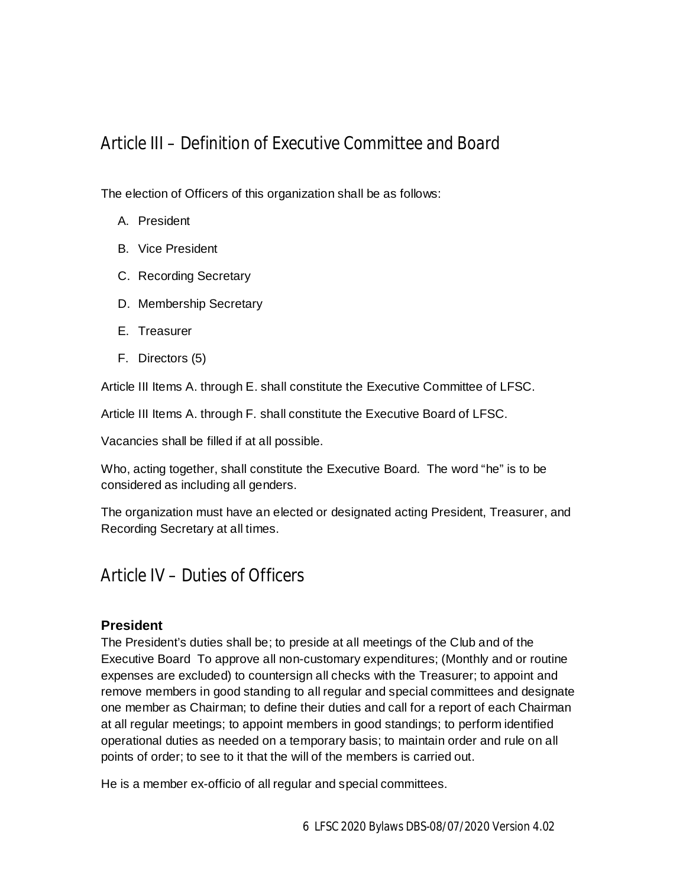## Article III – Definition of Executive Committee and Board

The election of Officers of this organization shall be as follows:

A. President

B. Vice President

C. Recording Secretary

D. Membership Secretary

E. Treasurer

F. Directors (5)

Article III Items A. through E. shall constitute the Executive Committee of LFSC.

Article III Items A. through F. shall constitute the Executive Board of LFSC.

Vacancies shall be filled if at all possible.

Who, acting together, shall constitute the Executive Board. The word "he" is to be considered as including all genders.

The organization must have an elected or designated acting President, Treasurer, and Recording Secretary at all times.

## Article IV – Duties of Officers

### President

The President's duties shall be; to preside at all meetings of the Club and of the Executive Board To approve all non-customary expenditures; (Monthly and or routine expenses are excluded) to countersign all checks with the Treasurer; to appoint and remove members in good standing to all regular and special committees and designate one member as Chairman; to define their duties and call for a report of each Chairman at all regular meetings; to appoint members in good standings; to perform identified operational duties as needed on a temporary basis; to maintain order and rule on all points of order; to see to it that the will of the members is carried out.

He is a member ex-officio of all regular and special committees.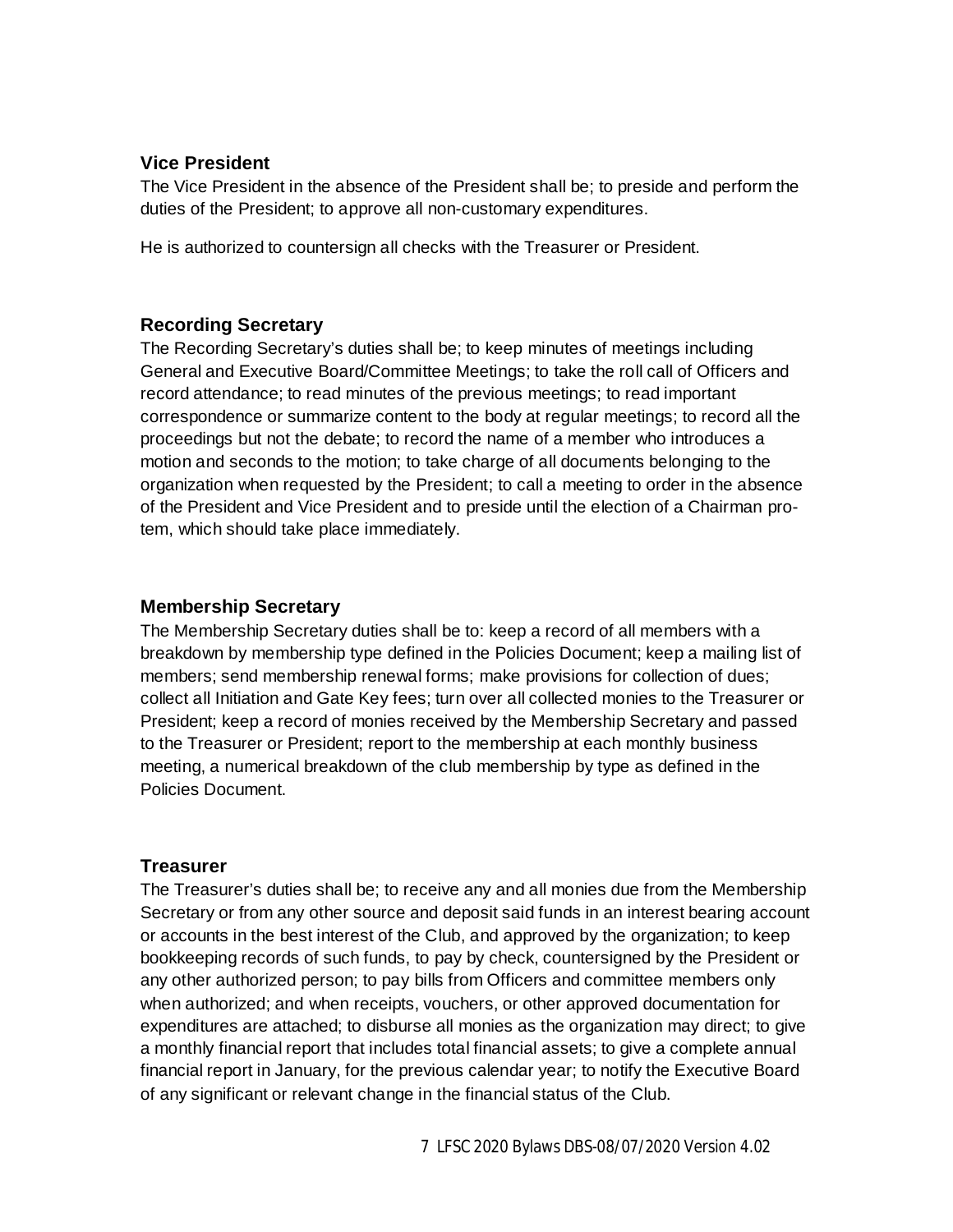### Vice President

The Vice President in the absence of the President shall be; to preside and perform the duties of the President; to approve all non-customary expenditures.

He is authorized to countersign all checks with the Treasurer or President.

### Recording Secretary

The Recording Secretary's duties shall be; to keep minutes of meetings including General and Executive Board/Committee Meetings; to take the roll call of Officers and record attendance; to read minutes of the previous meetings; to read important correspondence or summarize content to the body at regular meetings; to record all the proceedings but not the debate; to record the name of a member who introduces a motion and seconds to the motion; to take charge of all documents belonging to the organization when requested by the President; to call a meeting to order in the absence of the President and Vice President and to preside until the election of a Chairman pro-tem, which should take place immediately.

### Membership Secretary

The Membership Secretary duties shall be to: keep a record of all members with a breakdown by membership type defined in the Policies Document; keep a mailing list of members; send membership renewal forms; make provisions for collection of dues; collect all Initiation and Gate Key fees; turn over all collected monies to the Treasurer or President; keep a record of monies received by the Membership Secretary and passed to the Treasurer or President; report to the membership at each monthly business meeting, a numerical breakdown of the club membership by type as defined in the Policies Document.

### Treasurer

The Treasurer's duties shall be; to receive any and all monies due from the Membership Secretary or from any other source and deposit said funds in an interest bearing account or accounts in the best interest of the Club, and approved by the organization; to keep bookkeeping records of such funds, to pay by check, countersigned by the President or any other authorized person; to pay bills from Officers and committee members only when authorized; and when receipts, vouchers, or other approved documentation for expenditures are attached; to disburse all monies as the organization may direct; to give a monthly financial report that includes total financial assets; to give a complete annual financial report in January, for the previous calendar year; to notify the Executive Board of any significant or relevant change in the financial status of the Club.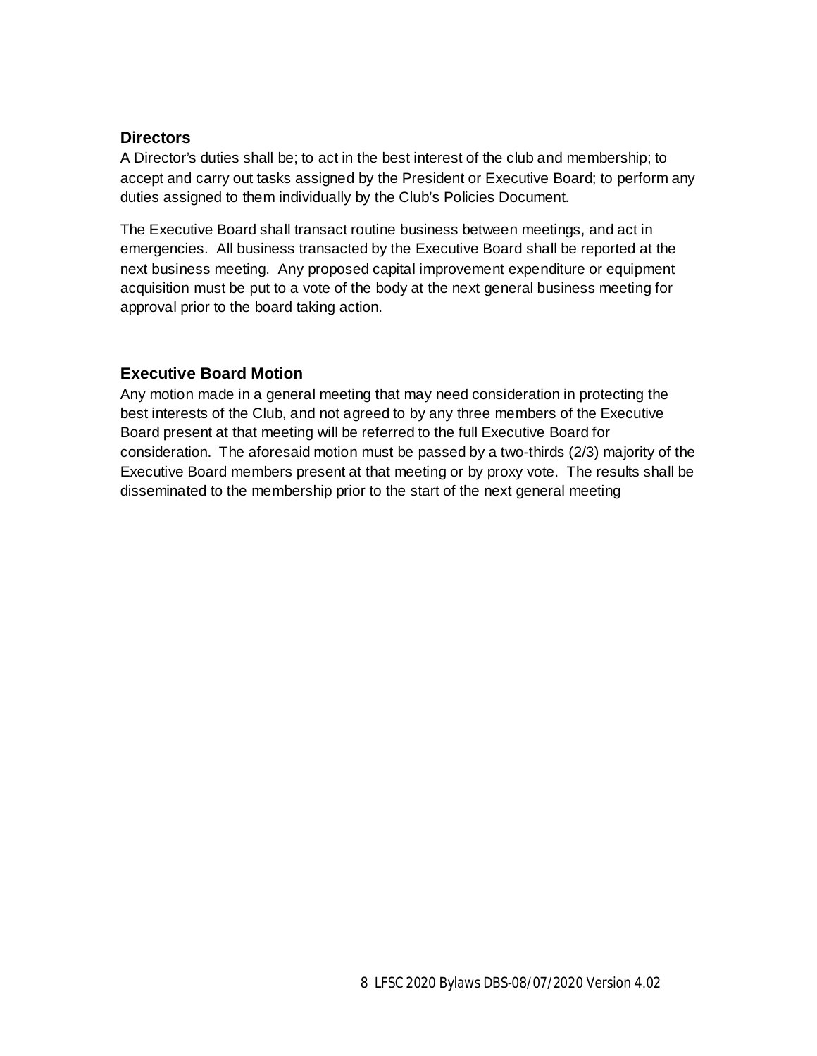### Directors

A Director's duties shall be; to act in the best interest of the club and membership; to accept and carry out tasks assigned by the President or Executive Board; to perform any duties assigned to them individually by the Club's Policies Document.

The Executive Board shall transact routine business between meetings, and act in emergencies. All business transacted by the Executive Board shall be reported at the next business meeting. Any proposed capital improvement expenditure or equipment acquisition must be put to a vote of the body at the next general business meeting for approval prior to the board taking action.

### Executive Board Motion

Any motion made in a general meeting that may need consideration in protecting the best interests of the Club, and not agreed to by any three members of the Executive Board present at that meeting will be referred to the full Executive Board for consideration. The aforesaid motion must be passed by a two-thirds (2/3) majority of the Executive Board members present at that meeting or by proxy vote. The results shall be disseminated to the membership prior to the start of the next general meeting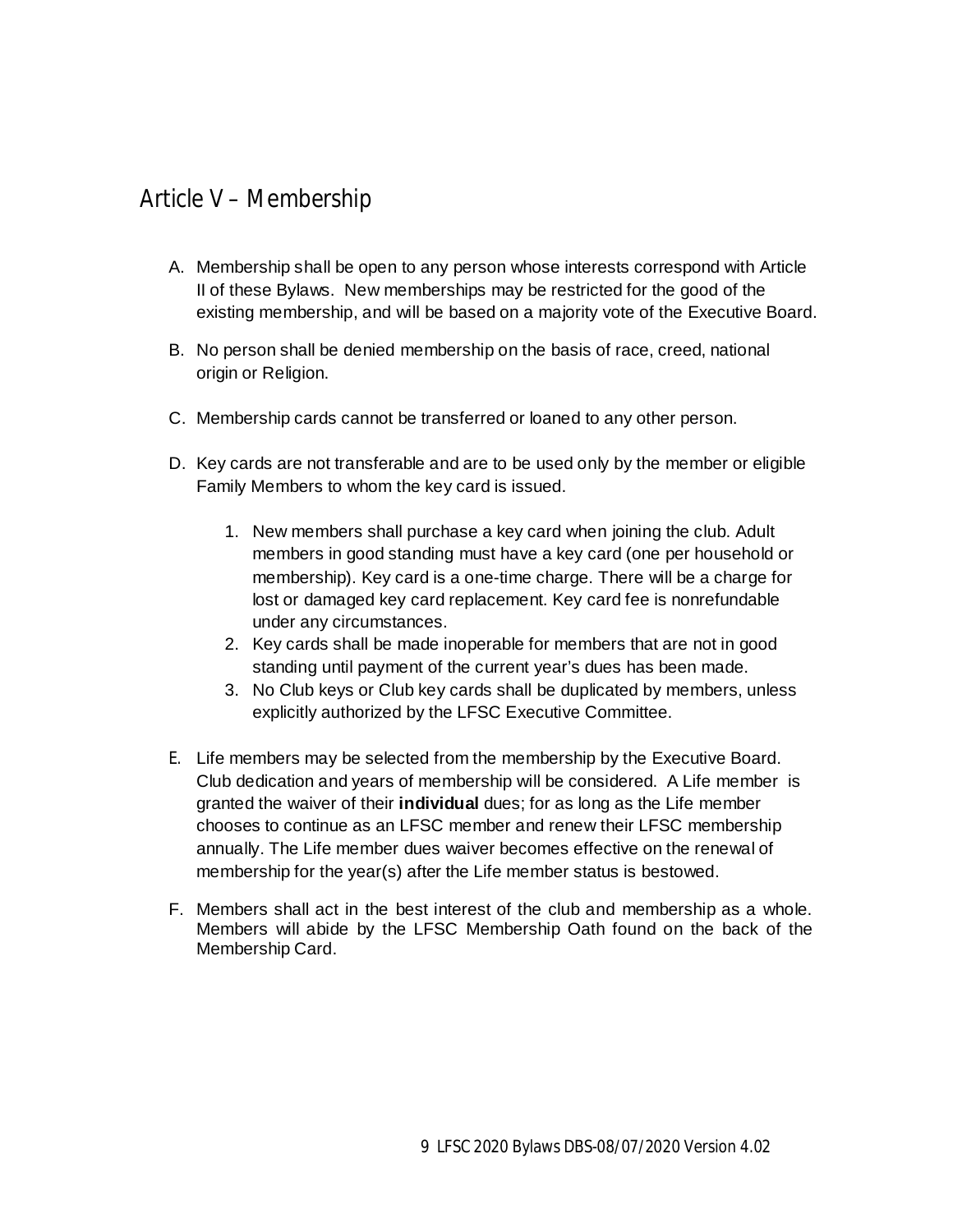## Article V – Membership

A. Membership shall be open to any person whose interests correspond with Article II of these Bylaws. New memberships may be restricted for the good of the existing membership, and will be based on a majority vote of the Executive Board.

B. No person shall be denied membership on the basis of race, creed, national origin or Religion.

C. Membership cards cannot be transferred or loaned to any other person.

D. Key cards are not transferable and are to be used only by the member or eligible Family Members to whom the key card is issued.

   1. New members shall purchase a key card when joining the club. Adult members in good standing must have a key card (one per household or membership). Key card is a one-time charge. There will be a charge for lost or damaged key card replacement. Key card fee is nonrefundable under any circumstances.
   2. Key cards shall be made inoperable for members that are not in good standing until payment of the current year's dues has been made.
   3. No Club keys or Club key cards shall be duplicated by members, unless explicitly authorized by the LFSC Executive Committee.

E. Life members may be selected from the membership by the Executive Board. Club dedication and years of membership will be considered. A Life member is granted the waiver of their **individual** dues; for as long as the Life member chooses to continue as an LFSC member and renew their LFSC membership annually. The Life member dues waiver becomes effective on the renewal of membership for the year(s) after the Life member status is bestowed.

F. Members shall act in the best interest of the club and membership as a whole. Members will abide by the LFSC Membership Oath found on the back of the Membership Card.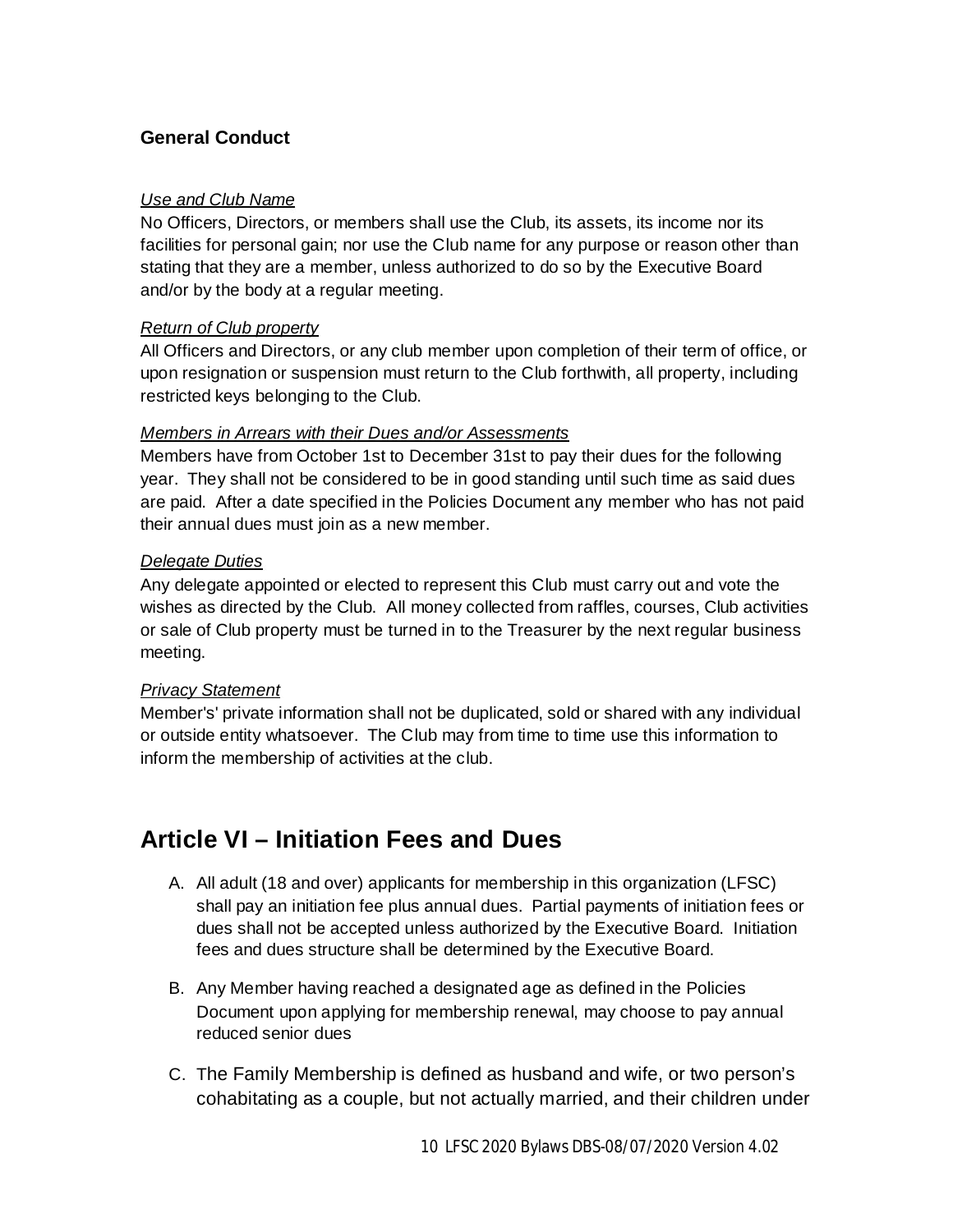### General Conduct

*Use and Club Name*

No Officers, Directors, or members shall use the Club, its assets, its income nor its facilities for personal gain; nor use the Club name for any purpose or reason other than stating that they are a member, unless authorized to do so by the Executive Board and/or by the body at a regular meeting.

*Return of Club property*

All Officers and Directors, or any club member upon completion of their term of office, or upon resignation or suspension must return to the Club forthwith, all property, including restricted keys belonging to the Club.

*Members in Arrears with their Dues and/or Assessments*

Members have from October 1st to December 31st to pay their dues for the following year. They shall not be considered to be in good standing until such time as said dues are paid. After a date specified in the Policies Document any member who has not paid their annual dues must join as a new member.

*Delegate Duties*

Any delegate appointed or elected to represent this Club must carry out and vote the wishes as directed by the Club. All money collected from raffles, courses, Club activities or sale of Club property must be turned in to the Treasurer by the next regular business meeting.

*Privacy Statement*

Member's' private information shall not be duplicated, sold or shared with any individual or outside entity whatsoever. The Club may from time to time use this information to inform the membership of activities at the club.

## Article VI – Initiation Fees and Dues

A. All adult (18 and over) applicants for membership in this organization (LFSC) shall pay an initiation fee plus annual dues. Partial payments of initiation fees or dues shall not be accepted unless authorized by the Executive Board. Initiation fees and dues structure shall be determined by the Executive Board.

B. Any Member having reached a designated age as defined in the Policies Document upon applying for membership renewal, may choose to pay annual reduced senior dues

C. The Family Membership is defined as husband and wife, or two person's cohabitating as a couple, but not actually married, and their children under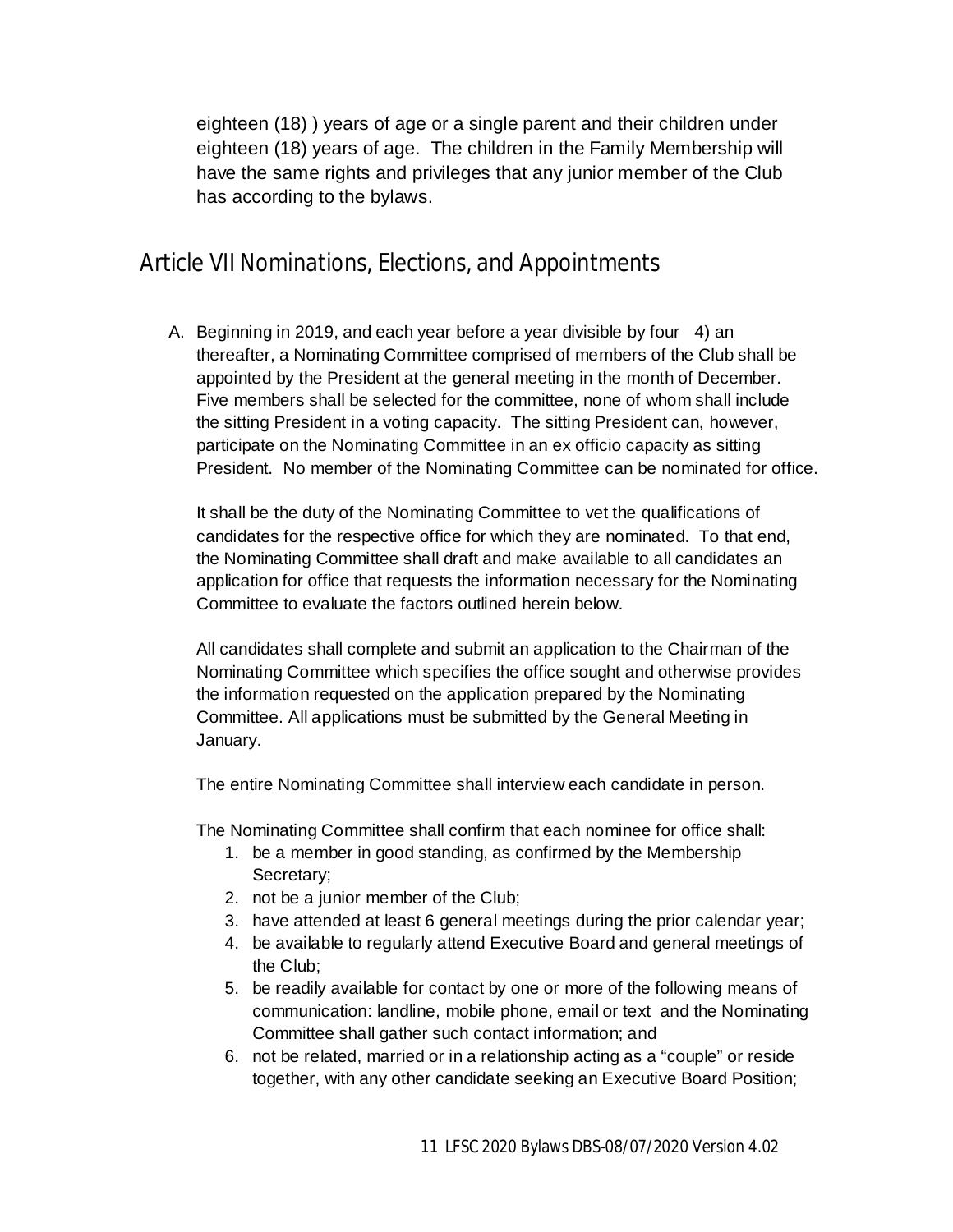eighteen (18) ) years of age or a single parent and their children under eighteen (18) years of age. The children in the Family Membership will have the same rights and privileges that any junior member of the Club has according to the bylaws.

## Article VII Nominations, Elections, and Appointments

A. Beginning in 2019, and each year before a year divisible by four 4) an thereafter, a Nominating Committee comprised of members of the Club shall be appointed by the President at the general meeting in the month of December. Five members shall be selected for the committee, none of whom shall include the sitting President in a voting capacity. The sitting President can, however, participate on the Nominating Committee in an ex officio capacity as sitting President. No member of the Nominating Committee can be nominated for office.

   It shall be the duty of the Nominating Committee to vet the qualifications of candidates for the respective office for which they are nominated. To that end, the Nominating Committee shall draft and make available to all candidates an application for office that requests the information necessary for the Nominating Committee to evaluate the factors outlined herein below.

   All candidates shall complete and submit an application to the Chairman of the Nominating Committee which specifies the office sought and otherwise provides the information requested on the application prepared by the Nominating Committee. All applications must be submitted by the General Meeting in January.

   The entire Nominating Committee shall interview each candidate in person.

   The Nominating Committee shall confirm that each nominee for office shall:

   1. be a member in good standing, as confirmed by the Membership Secretary;
   2. not be a junior member of the Club;
   3. have attended at least 6 general meetings during the prior calendar year;
   4. be available to regularly attend Executive Board and general meetings of the Club;
   5. be readily available for contact by one or more of the following means of communication: landline, mobile phone, email or text and the Nominating Committee shall gather such contact information; and
   6. not be related, married or in a relationship acting as a "couple" or reside together, with any other candidate seeking an Executive Board Position;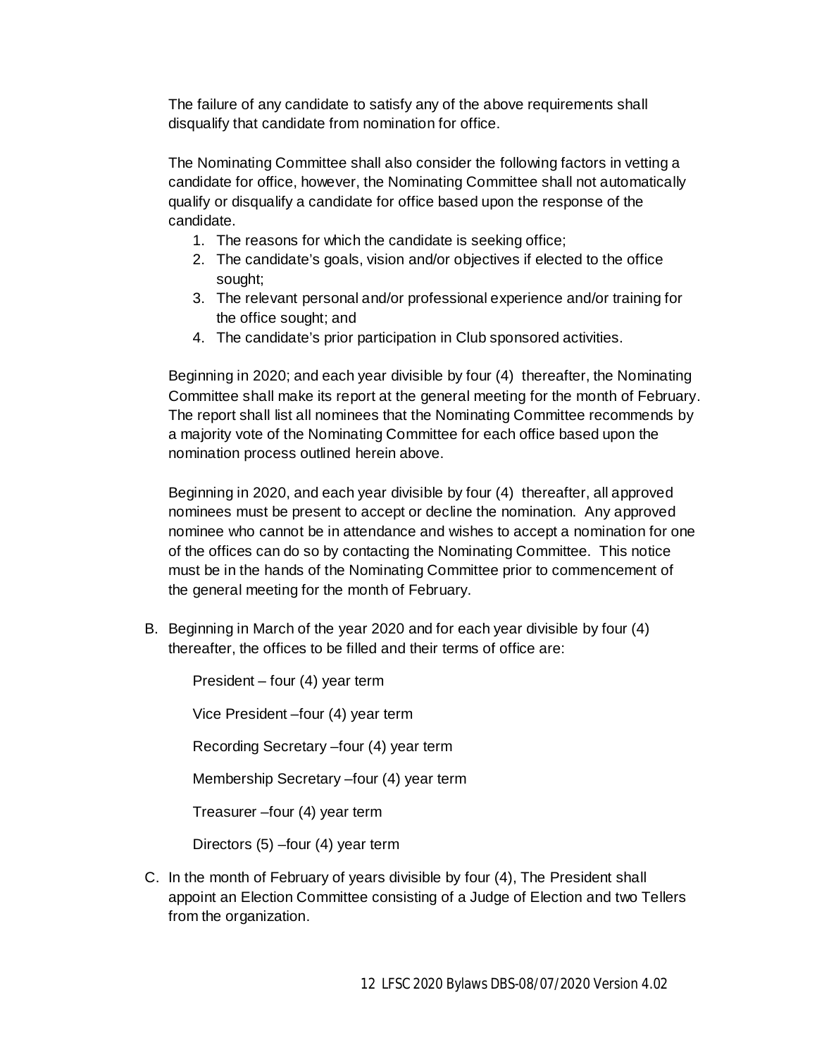The failure of any candidate to satisfy any of the above requirements shall disqualify that candidate from nomination for office.

The Nominating Committee shall also consider the following factors in vetting a candidate for office, however, the Nominating Committee shall not automatically qualify or disqualify a candidate for office based upon the response of the candidate.

1. The reasons for which the candidate is seeking office;
2. The candidate's goals, vision and/or objectives if elected to the office sought;
3. The relevant personal and/or professional experience and/or training for the office sought; and
4. The candidate's prior participation in Club sponsored activities.

Beginning in 2020; and each year divisible by four (4) thereafter, the Nominating Committee shall make its report at the general meeting for the month of February. The report shall list all nominees that the Nominating Committee recommends by a majority vote of the Nominating Committee for each office based upon the nomination process outlined herein above.

Beginning in 2020, and each year divisible by four (4) thereafter, all approved nominees must be present to accept or decline the nomination. Any approved nominee who cannot be in attendance and wishes to accept a nomination for one of the offices can do so by contacting the Nominating Committee. This notice must be in the hands of the Nominating Committee prior to commencement of the general meeting for the month of February.

B. Beginning in March of the year 2020 and for each year divisible by four (4) thereafter, the offices to be filled and their terms of office are:

   President – four (4) year term

   Vice President –four (4) year term

   Recording Secretary –four (4) year term

   Membership Secretary –four (4) year term

   Treasurer –four (4) year term

   Directors (5) –four (4) year term

C. In the month of February of years divisible by four (4), The President shall appoint an Election Committee consisting of a Judge of Election and two Tellers from the organization.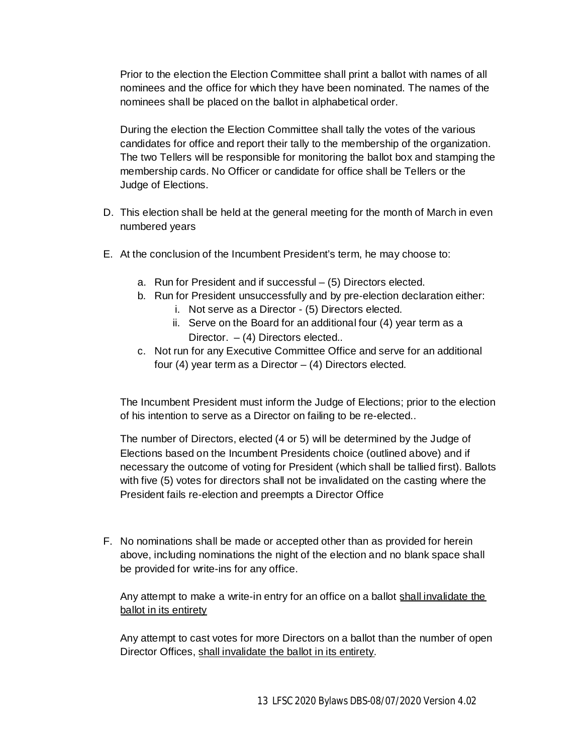Prior to the election the Election Committee shall print a ballot with names of all nominees and the office for which they have been nominated. The names of the nominees shall be placed on the ballot in alphabetical order.

During the election the Election Committee shall tally the votes of the various candidates for office and report their tally to the membership of the organization. The two Tellers will be responsible for monitoring the ballot box and stamping the membership cards. No Officer or candidate for office shall be Tellers or the Judge of Elections.

D. This election shall be held at the general meeting for the month of March in even numbered years

E. At the conclusion of the Incumbent President's term, he may choose to:

   a. Run for President and if successful – (5) Directors elected.
   b. Run for President unsuccessfully and by pre-election declaration either:
      i. Not serve as a Director - (5) Directors elected.
      ii. Serve on the Board for an additional four (4) year term as a Director. – (4) Directors elected..
   c. Not run for any Executive Committee Office and serve for an additional four (4) year term as a Director – (4) Directors elected.

The Incumbent President must inform the Judge of Elections; prior to the election of his intention to serve as a Director on failing to be re-elected..

The number of Directors, elected (4 or 5) will be determined by the Judge of Elections based on the Incumbent Presidents choice (outlined above) and if necessary the outcome of voting for President (which shall be tallied first). Ballots with five (5) votes for directors shall not be invalidated on the casting where the President fails re-election and preempts a Director Office

F. No nominations shall be made or accepted other than as provided for herein above, including nominations the night of the election and no blank space shall be provided for write-ins for any office.

Any attempt to make a write-in entry for an office on a ballot <u>shall invalidate the ballot in its entirety</u>

Any attempt to cast votes for more Directors on a ballot than the number of open Director Offices, <u>shall invalidate the ballot in its entirety</u>.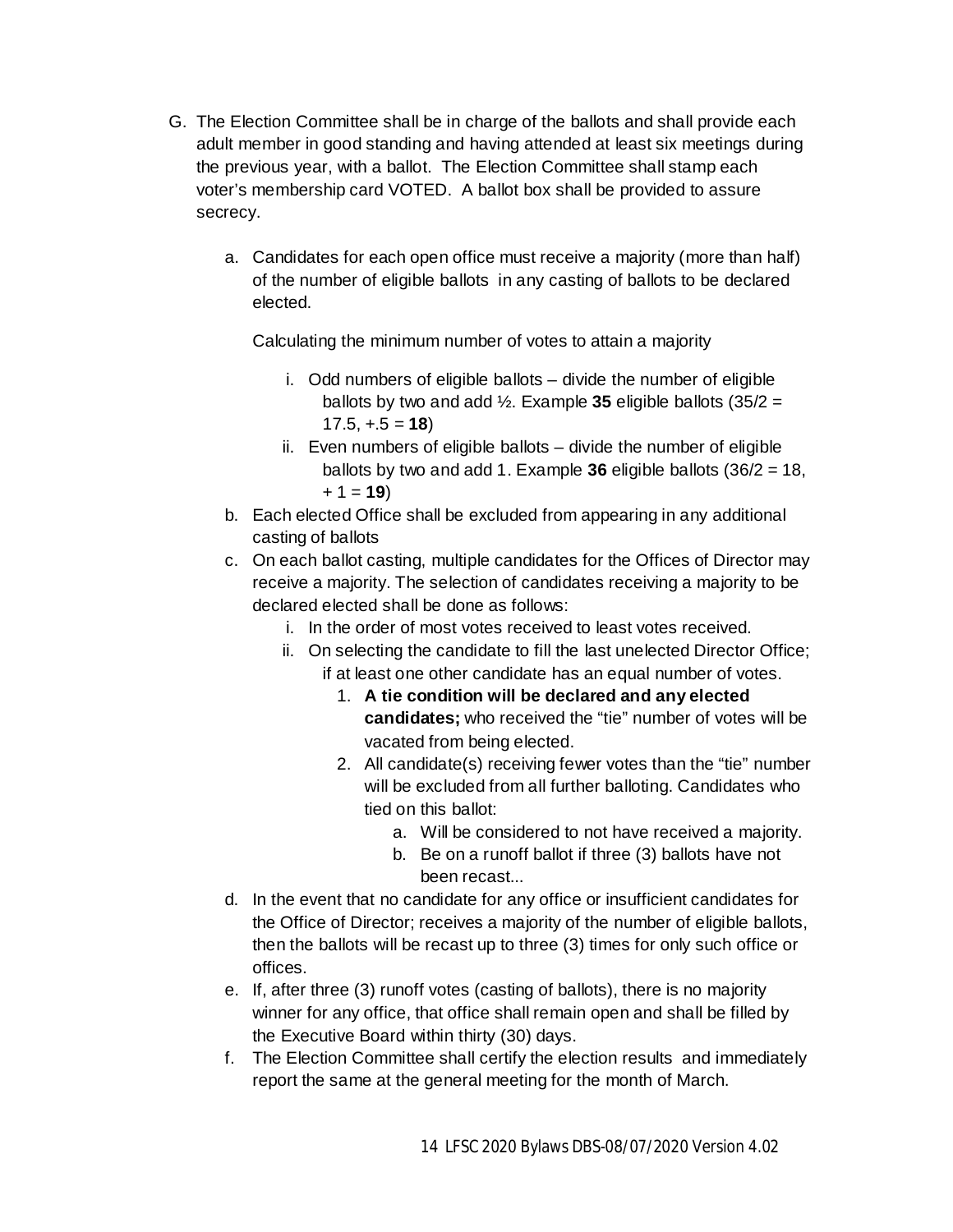G. The Election Committee shall be in charge of the ballots and shall provide each adult member in good standing and having attended at least six meetings during the previous year, with a ballot. The Election Committee shall stamp each voter's membership card VOTED. A ballot box shall be provided to assure secrecy.

   a. Candidates for each open office must receive a majority (more than half) of the number of eligible ballots in any casting of ballots to be declared elected.

      Calculating the minimum number of votes to attain a majority

      i. Odd numbers of eligible ballots – divide the number of eligible ballots by two and add ½. Example **35** eligible ballots (35/2 = 17.5, +.5 = **18**)
      ii. Even numbers of eligible ballots – divide the number of eligible ballots by two and add 1. Example **36** eligible ballots (36/2 = 18, + 1 = **19**)

   b. Each elected Office shall be excluded from appearing in any additional casting of ballots
   c. On each ballot casting, multiple candidates for the Offices of Director may receive a majority. The selection of candidates receiving a majority to be declared elected shall be done as follows:
      i. In the order of most votes received to least votes received.
      ii. On selecting the candidate to fill the last unelected Director Office; if at least one other candidate has an equal number of votes.
         1. **A tie condition will be declared and any elected candidates;** who received the "tie" number of votes will be vacated from being elected.
         2. All candidate(s) receiving fewer votes than the "tie" number will be excluded from all further balloting. Candidates who tied on this ballot:
            a. Will be considered to not have received a majority.
            b. Be on a runoff ballot if three (3) ballots have not been recast...
   d. In the event that no candidate for any office or insufficient candidates for the Office of Director; receives a majority of the number of eligible ballots, then the ballots will be recast up to three (3) times for only such office or offices.
   e. If, after three (3) runoff votes (casting of ballots), there is no majority winner for any office, that office shall remain open and shall be filled by the Executive Board within thirty (30) days.
   f. The Election Committee shall certify the election results and immediately report the same at the general meeting for the month of March.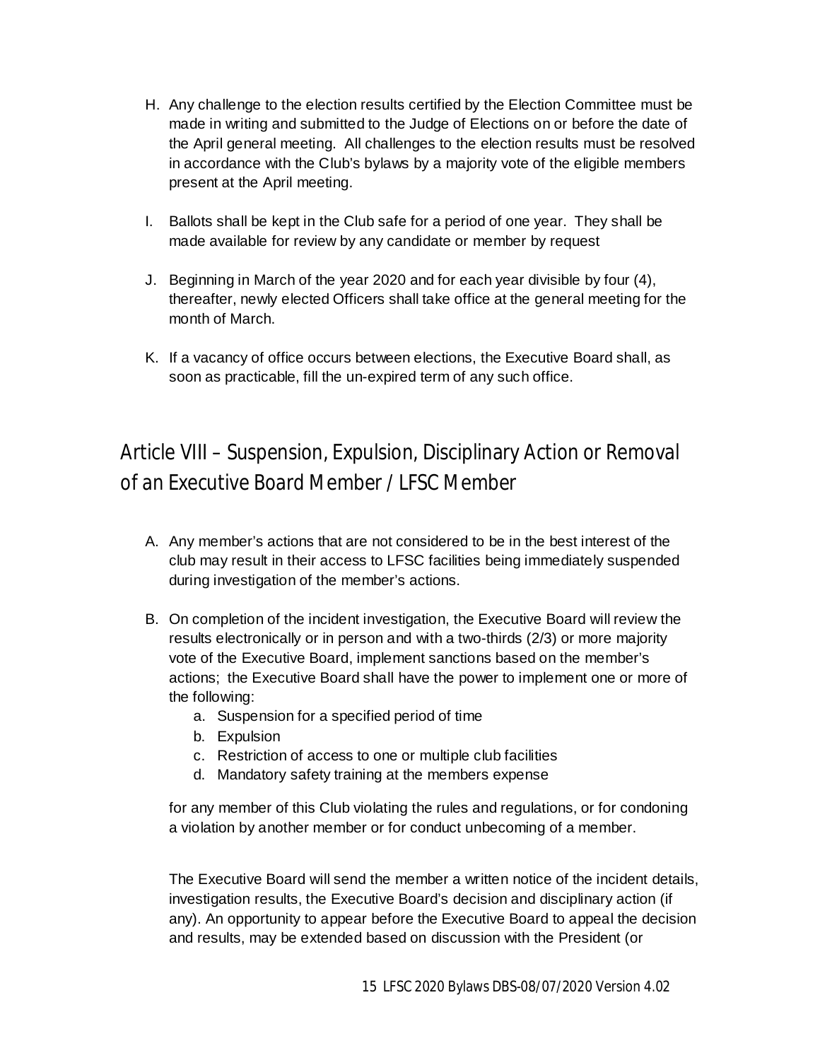H. Any challenge to the election results certified by the Election Committee must be made in writing and submitted to the Judge of Elections on or before the date of the April general meeting. All challenges to the election results must be resolved in accordance with the Club's bylaws by a majority vote of the eligible members present at the April meeting.

I. Ballots shall be kept in the Club safe for a period of one year. They shall be made available for review by any candidate or member by request

J. Beginning in March of the year 2020 and for each year divisible by four (4), thereafter, newly elected Officers shall take office at the general meeting for the month of March.

K. If a vacancy of office occurs between elections, the Executive Board shall, as soon as practicable, fill the un-expired term of any such office.

## Article VIII – Suspension, Expulsion, Disciplinary Action or Removal of an Executive Board Member / LFSC Member

A. Any member's actions that are not considered to be in the best interest of the club may result in their access to LFSC facilities being immediately suspended during investigation of the member's actions.

B. On completion of the incident investigation, the Executive Board will review the results electronically or in person and with a two-thirds (2/3) or more majority vote of the Executive Board, implement sanctions based on the member's actions; the Executive Board shall have the power to implement one or more of the following:
   a. Suspension for a specified period of time
   b. Expulsion
   c. Restriction of access to one or multiple club facilities
   d. Mandatory safety training at the members expense

   for any member of this Club violating the rules and regulations, or for condoning a violation by another member or for conduct unbecoming of a member.

   The Executive Board will send the member a written notice of the incident details, investigation results, the Executive Board's decision and disciplinary action (if any). An opportunity to appear before the Executive Board to appeal the decision and results, may be extended based on discussion with the President (or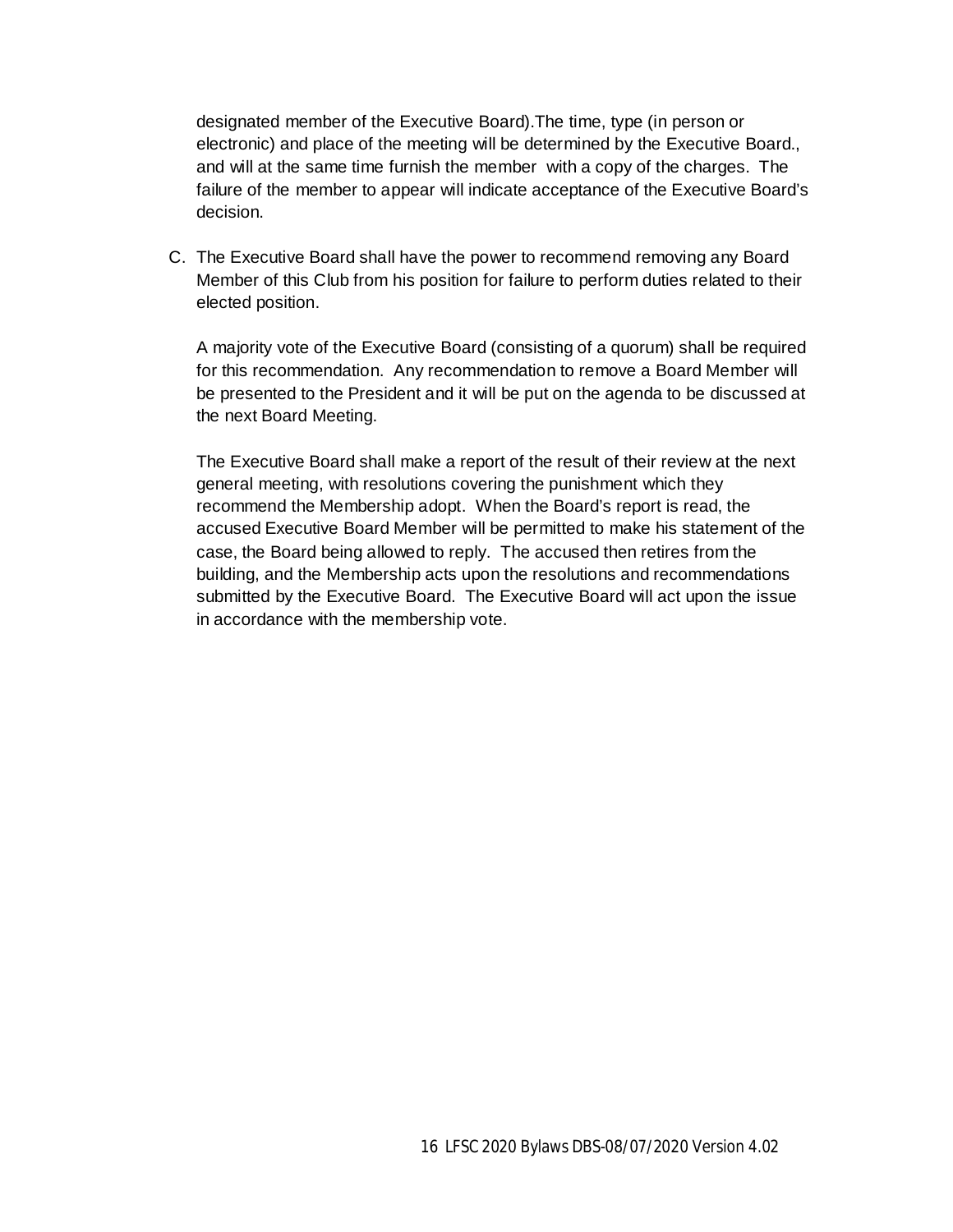designated member of the Executive Board).The time, type (in person or electronic) and place of the meeting will be determined by the Executive Board., and will at the same time furnish the member with a copy of the charges. The failure of the member to appear will indicate acceptance of the Executive Board's decision.

C. The Executive Board shall have the power to recommend removing any Board Member of this Club from his position for failure to perform duties related to their elected position.

   A majority vote of the Executive Board (consisting of a quorum) shall be required for this recommendation. Any recommendation to remove a Board Member will be presented to the President and it will be put on the agenda to be discussed at the next Board Meeting.

   The Executive Board shall make a report of the result of their review at the next general meeting, with resolutions covering the punishment which they recommend the Membership adopt. When the Board's report is read, the accused Executive Board Member will be permitted to make his statement of the case, the Board being allowed to reply. The accused then retires from the building, and the Membership acts upon the resolutions and recommendations submitted by the Executive Board. The Executive Board will act upon the issue in accordance with the membership vote.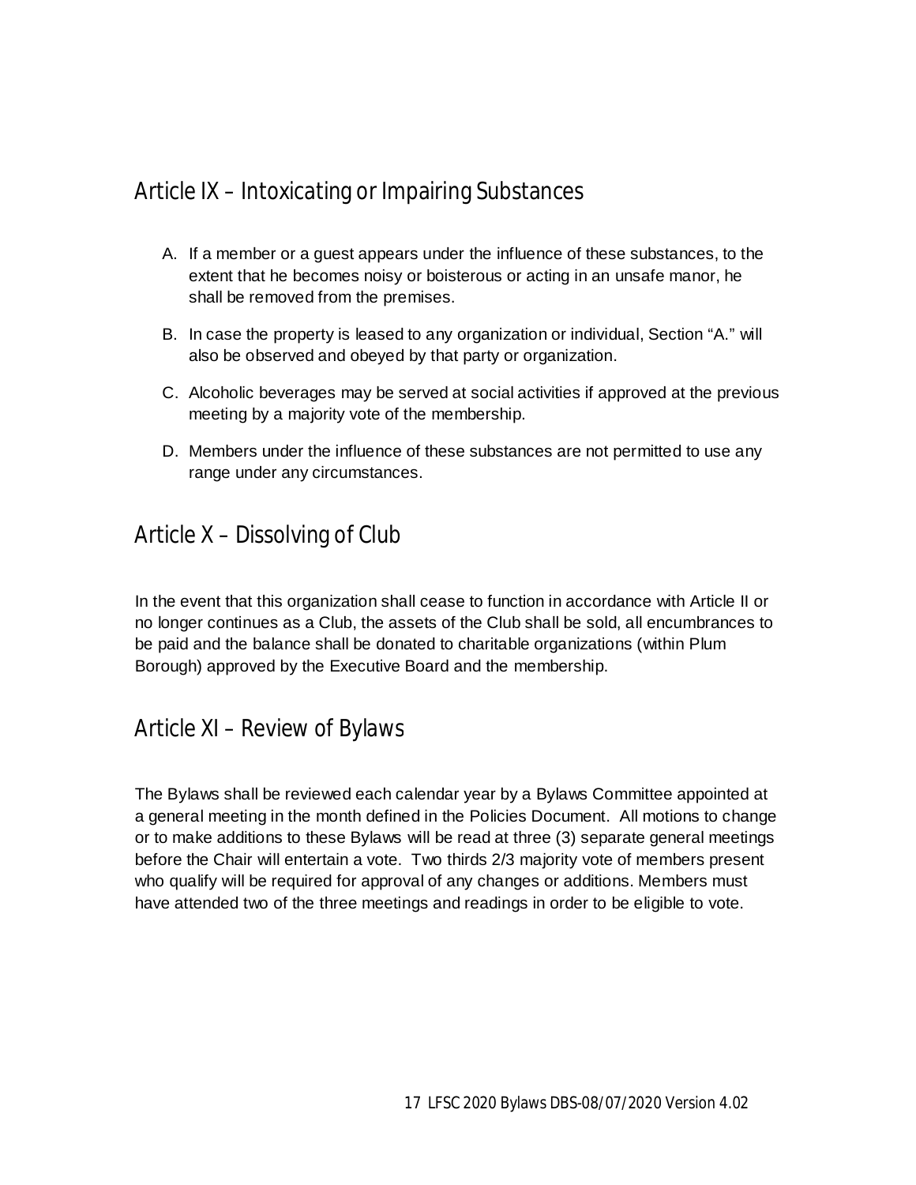## Article IX – Intoxicating or Impairing Substances

A. If a member or a guest appears under the influence of these substances, to the extent that he becomes noisy or boisterous or acting in an unsafe manor, he shall be removed from the premises.

B. In case the property is leased to any organization or individual, Section "A." will also be observed and obeyed by that party or organization.

C. Alcoholic beverages may be served at social activities if approved at the previous meeting by a majority vote of the membership.

D. Members under the influence of these substances are not permitted to use any range under any circumstances.

## Article X – Dissolving of Club

In the event that this organization shall cease to function in accordance with Article II or no longer continues as a Club, the assets of the Club shall be sold, all encumbrances to be paid and the balance shall be donated to charitable organizations (within Plum Borough) approved by the Executive Board and the membership.

## Article XI – Review of Bylaws

The Bylaws shall be reviewed each calendar year by a Bylaws Committee appointed at a general meeting in the month defined in the Policies Document. All motions to change or to make additions to these Bylaws will be read at three (3) separate general meetings before the Chair will entertain a vote. Two thirds 2/3 majority vote of members present who qualify will be required for approval of any changes or additions. Members must have attended two of the three meetings and readings in order to be eligible to vote.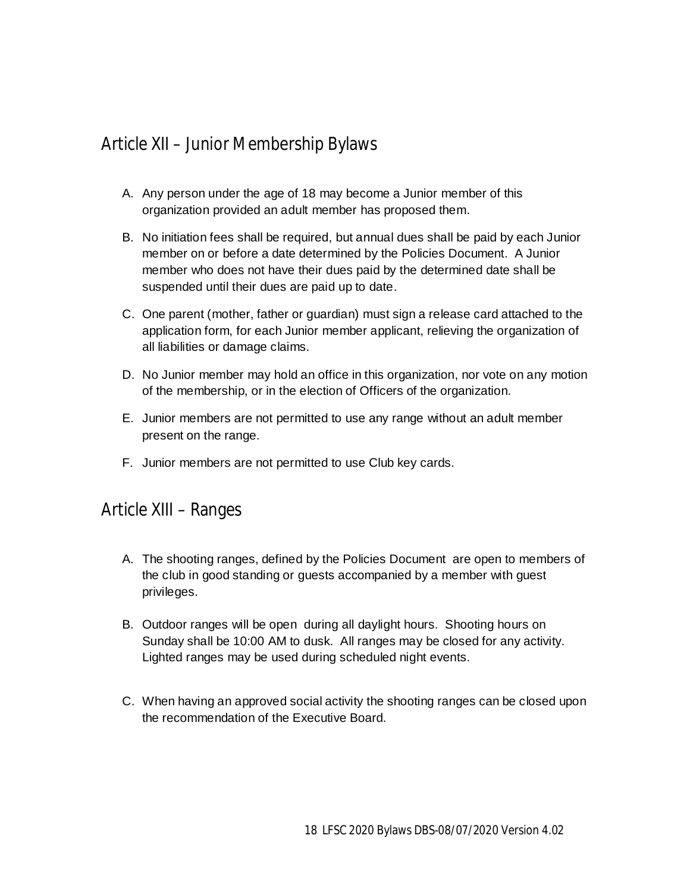## Article XII – Junior Membership Bylaws

A. Any person under the age of 18 may become a Junior member of this organization provided an adult member has proposed them.

B. No initiation fees shall be required, but annual dues shall be paid by each Junior member on or before a date determined by the Policies Document. A Junior member who does not have their dues paid by the determined date shall be suspended until their dues are paid up to date.

C. One parent (mother, father or guardian) must sign a release card attached to the application form, for each Junior member applicant, relieving the organization of all liabilities or damage claims.

D. No Junior member may hold an office in this organization, nor vote on any motion of the membership, or in the election of Officers of the organization.

E. Junior members are not permitted to use any range without an adult member present on the range.

F. Junior members are not permitted to use Club key cards.

## Article XIII – Ranges

A. The shooting ranges, defined by the Policies Document are open to members of the club in good standing or guests accompanied by a member with guest privileges.

B. Outdoor ranges will be open during all daylight hours. Shooting hours on Sunday shall be 10:00 AM to dusk. All ranges may be closed for any activity. Lighted ranges may be used during scheduled night events.

C. When having an approved social activity the shooting ranges can be closed upon the recommendation of the Executive Board.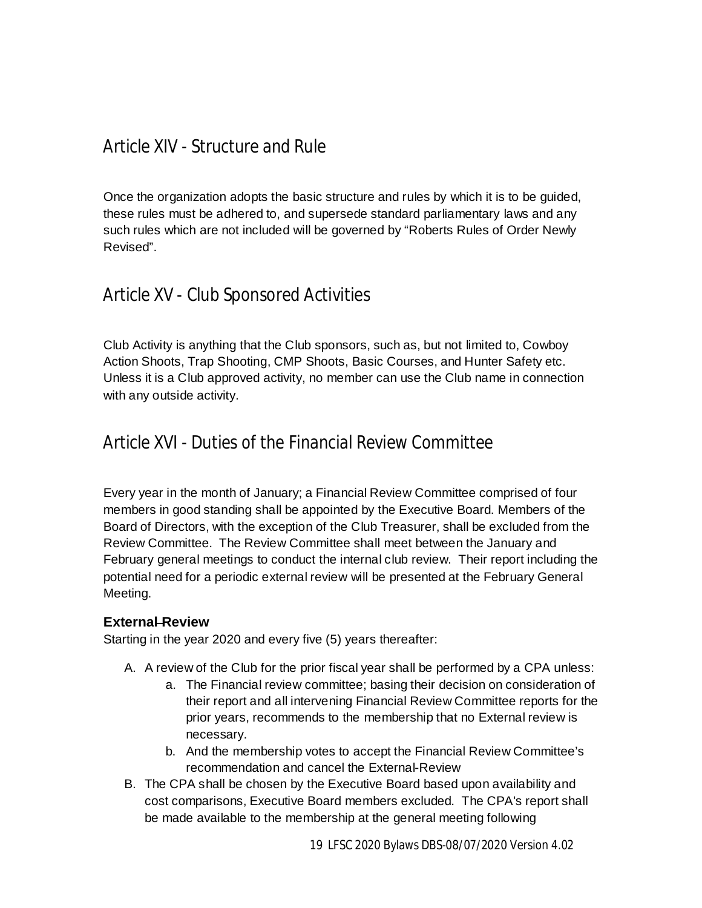## Article XIV - Structure and Rule

Once the organization adopts the basic structure and rules by which it is to be guided, these rules must be adhered to, and supersede standard parliamentary laws and any such rules which are not included will be governed by "Roberts Rules of Order Newly Revised".

## Article XV - Club Sponsored Activities

Club Activity is anything that the Club sponsors, such as, but not limited to, Cowboy Action Shoots, Trap Shooting, CMP Shoots, Basic Courses, and Hunter Safety etc. Unless it is a Club approved activity, no member can use the Club name in connection with any outside activity.

## Article XVI - Duties of the Financial Review Committee

Every year in the month of January; a Financial Review Committee comprised of four members in good standing shall be appointed by the Executive Board. Members of the Board of Directors, with the exception of the Club Treasurer, shall be excluded from the Review Committee. The Review Committee shall meet between the January and February general meetings to conduct the internal club review. Their report including the potential need for a periodic external review will be presented at the February General Meeting.

### External Review

Starting in the year 2020 and every five (5) years thereafter:

A. A review of the Club for the prior fiscal year shall be performed by a CPA unless:
   a. The Financial review committee; basing their decision on consideration of their report and all intervening Financial Review Committee reports for the prior years, recommends to the membership that no External review is necessary.
   b. And the membership votes to accept the Financial Review Committee's recommendation and cancel the External-Review
B. The CPA shall be chosen by the Executive Board based upon availability and cost comparisons, Executive Board members excluded. The CPA's report shall be made available to the membership at the general meeting following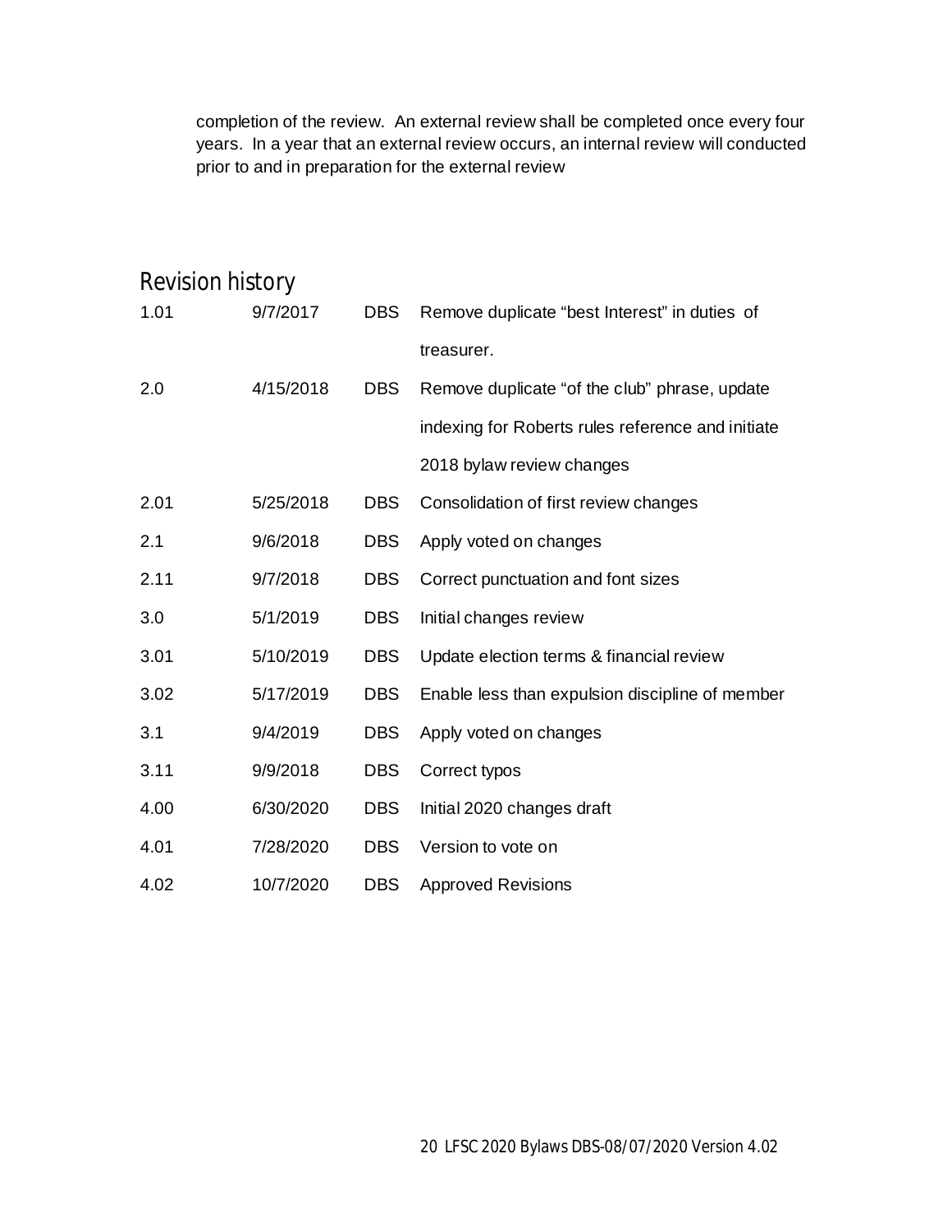completion of the review. An external review shall be completed once every four years. In a year that an external review occurs, an internal review will conducted prior to and in preparation for the external review

## Revision history

| | | | |
|---|---|---|---|
| 1.01 | 9/7/2017 | DBS | Remove duplicate "best Interest" in duties of treasurer. |
| 2.0 | 4/15/2018 | DBS | Remove duplicate "of the club" phrase, update indexing for Roberts rules reference and initiate 2018 bylaw review changes |
| 2.01 | 5/25/2018 | DBS | Consolidation of first review changes |
| 2.1 | 9/6/2018 | DBS | Apply voted on changes |
| 2.11 | 9/7/2018 | DBS | Correct punctuation and font sizes |
| 3.0 | 5/1/2019 | DBS | Initial changes review |
| 3.01 | 5/10/2019 | DBS | Update election terms & financial review |
| 3.02 | 5/17/2019 | DBS | Enable less than expulsion discipline of member |
| 3.1 | 9/4/2019 | DBS | Apply voted on changes |
| 3.11 | 9/9/2018 | DBS | Correct typos |
| 4.00 | 6/30/2020 | DBS | Initial 2020 changes draft |
| 4.01 | 7/28/2020 | DBS | Version to vote on |
| 4.02 | 10/7/2020 | DBS | Approved Revisions |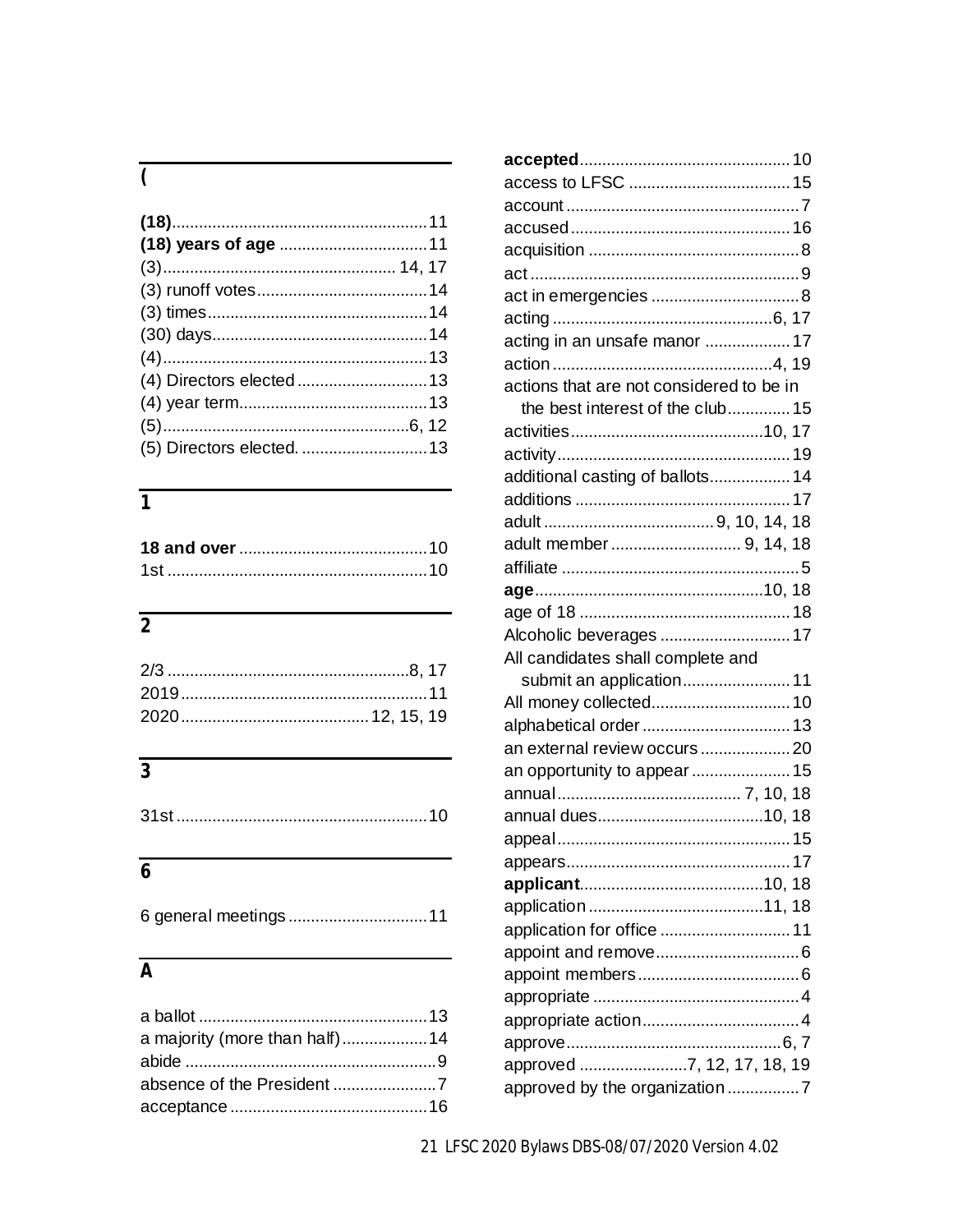## (

**(18)**......11
**(18) years of age** ......11
(3)...... 14, 17
(3) runoff votes......14
(3) times......14
(30) days......14
(4)......13
(4) Directors elected......13
(4) year term......13
(5)......6, 12
(5) Directors elected. ......13

## 1

**18 and over** ......10
1st ......10

## 2

2/3 ......8, 17
2019......11
2020......12, 15, 19

## 3

31st ......10

## 6

6 general meetings......11

## A

a ballot ......13
a majority (more than half)......14
abide ......9
absence of the President ......7
acceptance......16
**accepted**......10
access to LFSC ......15
account ......7
accused......16
acquisition ......8
act ......9
act in emergencies ......8
acting ......6, 17
acting in an unsafe manor ......17
action ......4, 19
actions that are not considered to be in the best interest of the club......15
activities......10, 17
activity......19
additional casting of ballots......14
additions ......17
adult ......9, 10, 14, 18
adult member ...... 9, 14, 18
affiliate ......5
**age**......10, 18
age of 18 ......18
Alcoholic beverages ......17
All candidates shall complete and submit an application......11
All money collected......10
alphabetical order......13
an external review occurs......20
an opportunity to appear......15
annual...... 7, 10, 18
annual dues......10, 18
appeal......15
appears......17
**applicant**......10, 18
application ......11, 18
application for office ......11
appoint and remove......6
appoint members......6
appropriate ......4
appropriate action......4
approve......6, 7
approved ......7, 12, 17, 18, 19
approved by the organization......7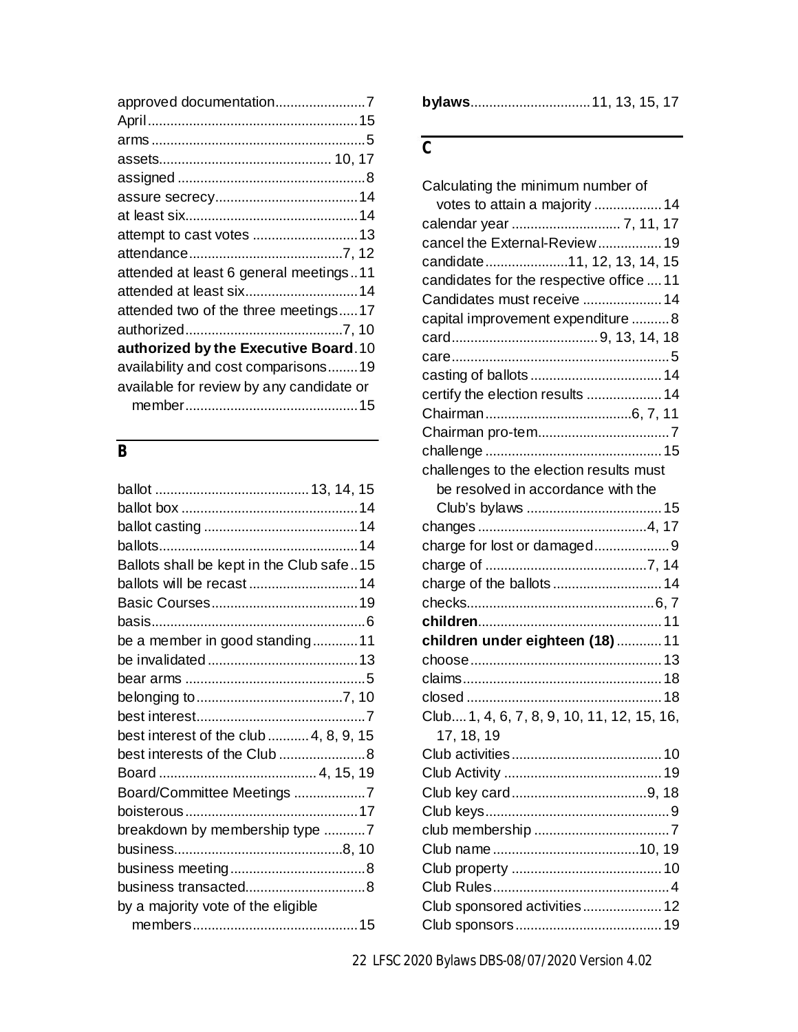approved documentation........................7
April........................................................15
arms.........................................................5
assets.............................................10, 17
assigned..................................................8
assure secrecy......................................14
at least six..............................................14
attempt to cast votes ............................13
attendance.........................................7, 12
attended at least 6 general meetings..11
attended at least six..............................14
attended two of the three meetings.....17
authorized..........................................7, 10
**authorized by the Executive Board**.10
availability and cost comparisons........19
available for review by any candidate or member..............................................15

## B

ballot ........................................13, 14, 15
ballot box ...............................................14
ballot casting .........................................14
ballots.....................................................14
Ballots shall be kept in the Club safe..15
ballots will be recast.............................14
Basic Courses.......................................19
basis.........................................................6
be a member in good standing............11
be invalidated........................................13
bear arms ................................................5
belonging to.......................................7, 10
best interest.............................................7
best interest of the club...........4, 8, 9, 15
best interests of the Club .......................8
Board .........................................4, 15, 19
Board/Committee Meetings ...................7
boisterous..............................................17
breakdown by membership type ...........7
business............................................8, 10
business meeting....................................8
business transacted................................8
by a majority vote of the eligible members............................................15

**bylaws**................................11, 13, 15, 17

## C

Calculating the minimum number of votes to attain a majority ..................14
calendar year ............................7, 11, 17
cancel the External-Review.................19
candidate.....................11, 12, 13, 14, 15
candidates for the respective office....11
Candidates must receive .....................14
capital improvement expenditure ..........8
card.......................................9, 13, 14, 18
care..........................................................5
casting of ballots...................................14
certify the election results ....................14
Chairman.......................................6, 7, 11
Chairman pro-tem...................................7
challenge ...............................................15
challenges to the election results must be resolved in accordance with the Club's bylaws ....................................15
changes.............................................4, 17
charge for lost or damaged....................9
charge of ...........................................7, 14
charge of the ballots.............................14
checks..................................................6, 7
**children**................................................11
**children under eighteen (18)**............11
choose...................................................13
claims....................................................18
closed ...................................................18
Club....1, 4, 6, 7, 8, 9, 10, 11, 12, 15, 16, 17, 18, 19
Club activities........................................10
Club Activity .........................................19
Club key card....................................9, 18
Club keys................................................9
club membership ....................................7
Club name.......................................10, 19
Club property ........................................10
Club Rules...............................................4
Club sponsored activities.....................12
Club sponsors.......................................19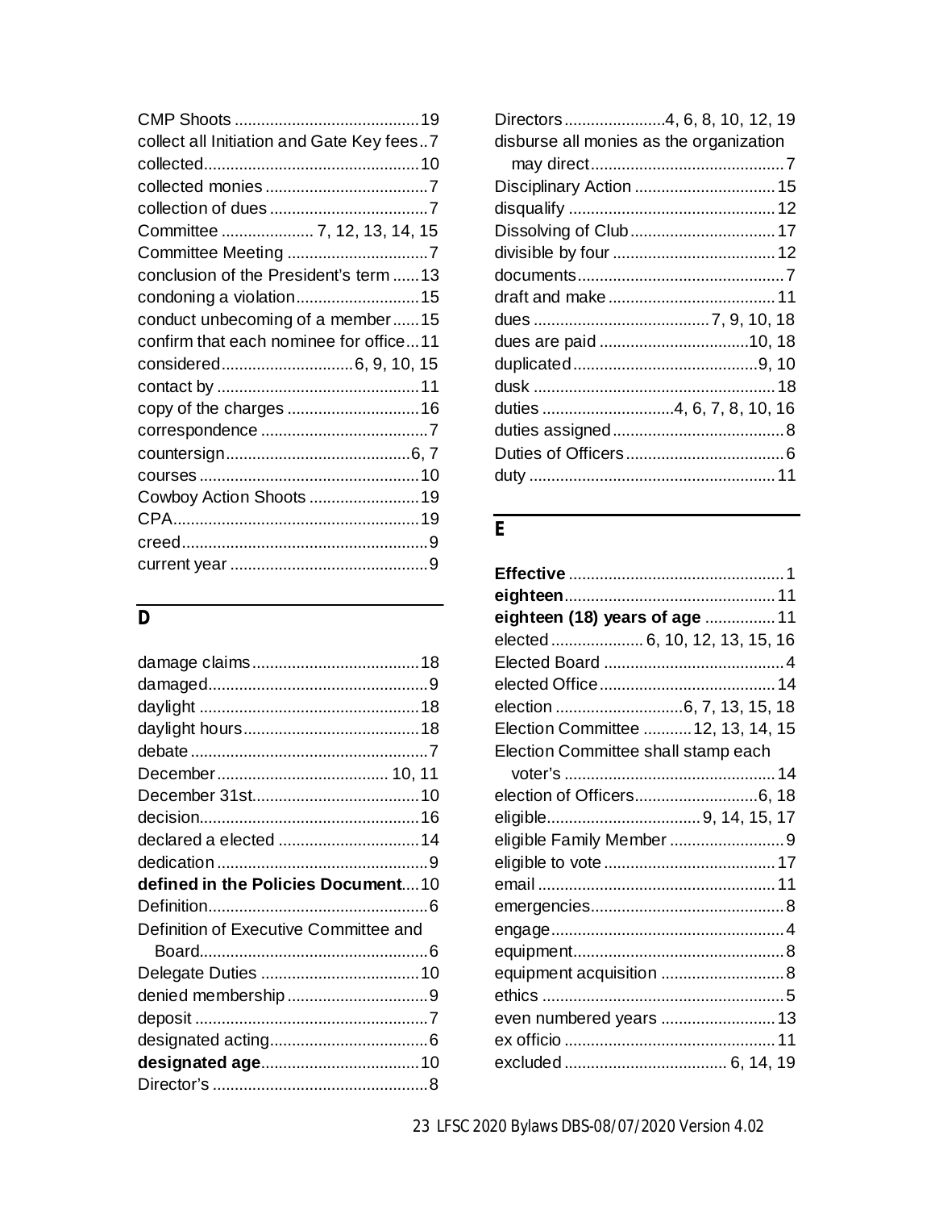CMP Shoots ..........................................19
collect all Initiation and Gate Key fees..7
collected................................................10
collected monies ....................................7
collection of dues ...................................7
Committee .................... 7, 12, 13, 14, 15
Committee Meeting ...............................7
conclusion of the President's term ......13
condoning a violation............................15
conduct unbecoming of a member......15
confirm that each nominee for office...11
considered.............................6, 9, 10, 15
contact by ..............................................11
copy of the charges ..............................16
correspondence ......................................7
countersign.........................................6, 7
courses ..................................................10
Cowboy Action Shoots .........................19
CPA........................................................19
creed........................................................9
current year .............................................9

## D

damage claims......................................18
damaged..................................................9
daylight ..................................................18
daylight hours........................................18
debate ......................................................7
December....................................... 10, 11
December 31st......................................10
decision..................................................16
declared a elected ................................14
dedication ................................................9
**defined in the Policies Document**....10
Definition..................................................6
Definition of Executive Committee and Board....................................................6
Delegate Duties ....................................10
denied membership ................................9
deposit .....................................................7
designated acting....................................6
**designated age**....................................10
Director's .................................................8
Directors.......................4, 6, 8, 10, 12, 19
disburse all monies as the organization may direct............................................7
Disciplinary Action ................................15
disqualify ...............................................12
Dissolving of Club.................................17
divisible by four .....................................12
documents...............................................7
draft and make ......................................11
dues ........................................7, 9, 10, 18
dues are paid ..................................10, 18
duplicated..........................................9, 10
dusk .......................................................18
duties .............................4, 6, 7, 8, 10, 16
duties assigned .......................................8
Duties of Officers ....................................6
duty .......................................................11

## E

**Effective** ................................................1
**eighteen**...............................................11
**eighteen (18) years of age** ................11
elected .................... 6, 10, 12, 13, 15, 16
Elected Board .........................................4
elected Office........................................14
election ............................6, 7, 13, 15, 18
Election Committee ...........12, 13, 14, 15
Election Committee shall stamp each voter's ................................................14
election of Officers............................6, 18
eligible...................................9, 14, 15, 17
eligible Family Member ..........................9
eligible to vote .......................................17
email ......................................................11
emergencies............................................8
engage.....................................................4
equipment................................................8
equipment acquisition ............................8
ethics .......................................................5
even numbered years ..........................13
ex officio ................................................11
excluded .................................... 6, 14, 19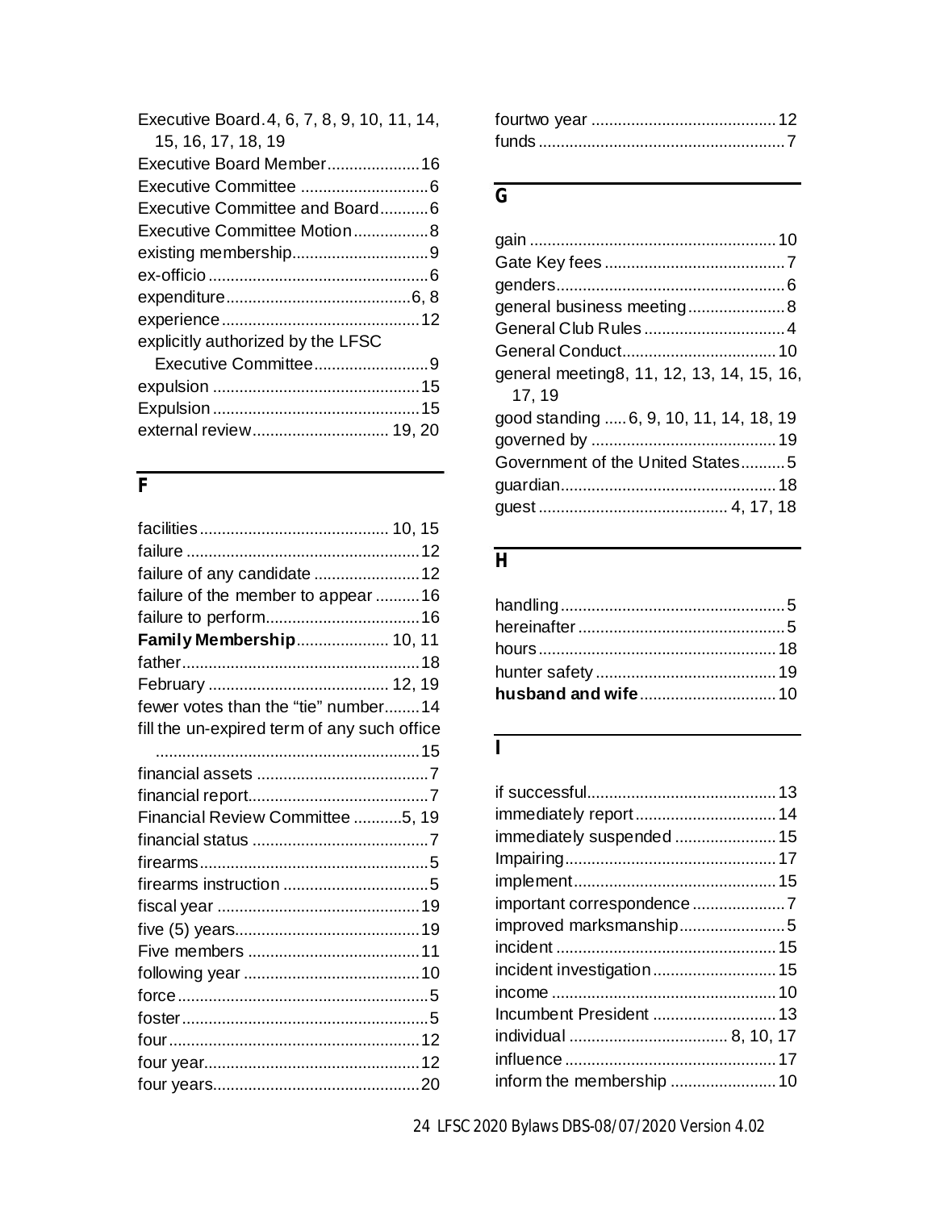Executive Board . 4, 6, 7, 8, 9, 10, 11, 14, 15, 16, 17, 18, 19
Executive Board Member ..................... 16
Executive Committee ............................ 6
Executive Committee and Board ........... 6
Executive Committee Motion ................. 8
existing membership ............................... 9
ex-officio .................................................. 6
expenditure ........................................... 6, 8
experience ............................................. 12
explicitly authorized by the LFSC Executive Committee ........................... 9
expulsion ............................................... 15
Expulsion ............................................... 15
external review .............................. 19, 20

## F

facilities ........................................... 10, 15
failure ..................................................... 12
failure of any candidate ........................ 12
failure of the member to appear .......... 16
failure to perform .................................. 16
**Family Membership** ..................... 10, 11
father ...................................................... 18
February ......................................... 12, 19
fewer votes than the "tie" number ........ 14
fill the un-expired term of any such office ............................................................ 15
financial assets ....................................... 7
financial report ......................................... 7
Financial Review Committee ........... 5, 19
financial status ........................................ 7
firearms .................................................... 5
firearms instruction ................................. 5
fiscal year .............................................. 19
five (5) years .......................................... 19
Five members ....................................... 11
following year ........................................ 10
force ......................................................... 5
foster ........................................................ 5
four ........................................................ 12
four year ................................................. 12
four years ............................................... 20
fourtwo year .......................................... 12
funds ........................................................ 7

## G

gain ........................................................ 10
Gate Key fees ......................................... 7
genders .................................................... 6
general business meeting ...................... 8
General Club Rules ................................ 4
General Conduct ................................... 10
general meeting8, 11, 12, 13, 14, 15, 16, 17, 19
good standing ..... 6, 9, 10, 11, 14, 18, 19
governed by .......................................... 19
Government of the United States .......... 5
guardian ................................................. 18
guest ........................................... 4, 17, 18

## H

handling ................................................... 5
hereinafter ............................................... 5
hours ...................................................... 18
hunter safety ......................................... 19
**husband and wife** ............................... 10

## I

if successful ........................................... 13
immediately report ................................ 14
immediately suspended ....................... 15
Impairing ................................................ 17
implement .............................................. 15
important correspondence ..................... 7
improved marksmanship ........................ 5
incident .................................................. 15
incident investigation ............................ 15
income ................................................... 10
Incumbent President ............................ 13
individual .................................... 8, 10, 17
influence ................................................ 17
inform the membership ........................ 10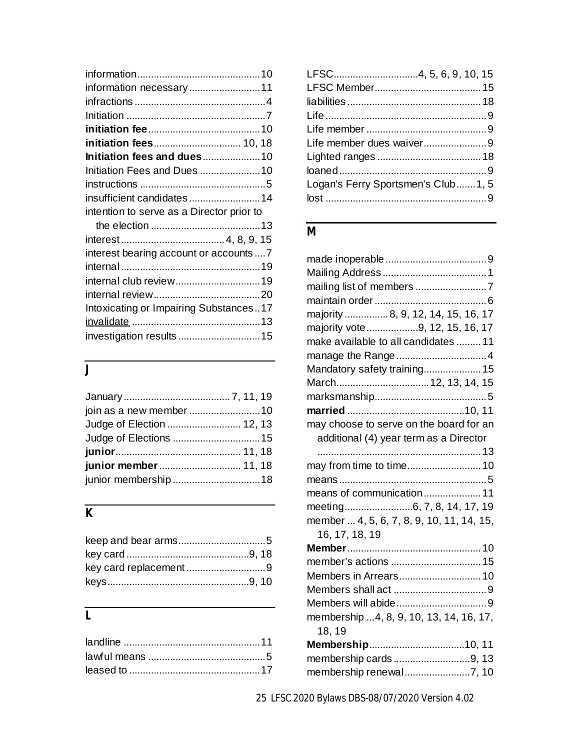information ........................................... 10
information necessary ......................... 11
infractions ............................................... 4
Initiation .................................................. 7
**initiation fee** ......................................... 10
**initiation fees** ............................... 10, 18
**Initiation fees and dues** .................... 10
Initiation Fees and Dues ..................... 10
instructions ............................................. 5
insufficient candidates ......................... 14
intention to serve as a Director prior to the election ........................................ 13
interest ..................................... 4, 8, 9, 15
interest bearing account or accounts .... 7
internal ................................................. 19
internal club review .............................. 19
internal review ...................................... 20
Intoxicating or Impairing Substances .. 17
<u>invalidate</u> ............................................. 13
investigation results ............................. 15

## J

January ...................................... 7, 11, 19
join as a new member .......................... 10
Judge of Election ........................... 12, 13
Judge of Elections ................................ 15
**junior** ............................................ 11, 18
**junior member** ............................. 11, 18
junior membership ................................ 18

## K

keep and bear arms ................................ 5
key card ............................................ 9, 18
key card replacement ............................. 9
keys .................................................. 9, 10

## L

landline ................................................. 11
lawful means .......................................... 5
leased to ............................................... 17
LFSC ............................... 4, 5, 6, 9, 10, 15
LFSC Member ...................................... 15
liabilities ............................................... 18
Life .......................................................... 9
Life member ........................................... 9
Life member dues waiver ....................... 9
Lighted ranges ...................................... 18
loaned ..................................................... 9
Logan's Ferry Sportsmen's Club ....... 1, 5
lost .......................................................... 9

## M

made inoperable ..................................... 9
Mailing Address ...................................... 1
mailing list of members .......................... 7
maintain order ......................................... 6
majority ................ 8, 9, 12, 14, 15, 16, 17
majority vote .................. 9, 12, 15, 16, 17
make available to all candidates ......... 11
manage the Range ................................. 4
Mandatory safety training ..................... 15
March .................................. 12, 13, 14, 15
marksmanship ......................................... 5
**married** ............................................ 10, 11
may choose to serve on the board for an additional (4) year term as a Director ........................................................... 13
may from time to time ........................... 10
means ...................................................... 5
means of communication ..................... 11
meeting ......................... 6, 7, 8, 14, 17, 19
member ... 4, 5, 6, 7, 8, 9, 10, 11, 14, 15, 16, 17, 18, 19
**Member** ................................................ 10
member's actions ................................. 15
Members in Arrears .............................. 10
Members shall act .................................. 9
Members will abide ................................. 9
membership ...4, 8, 9, 10, 13, 14, 16, 17, 18, 19
**Membership** ................................... 10, 11
membership cards ............................ 9, 13
membership renewal ........................ 7, 10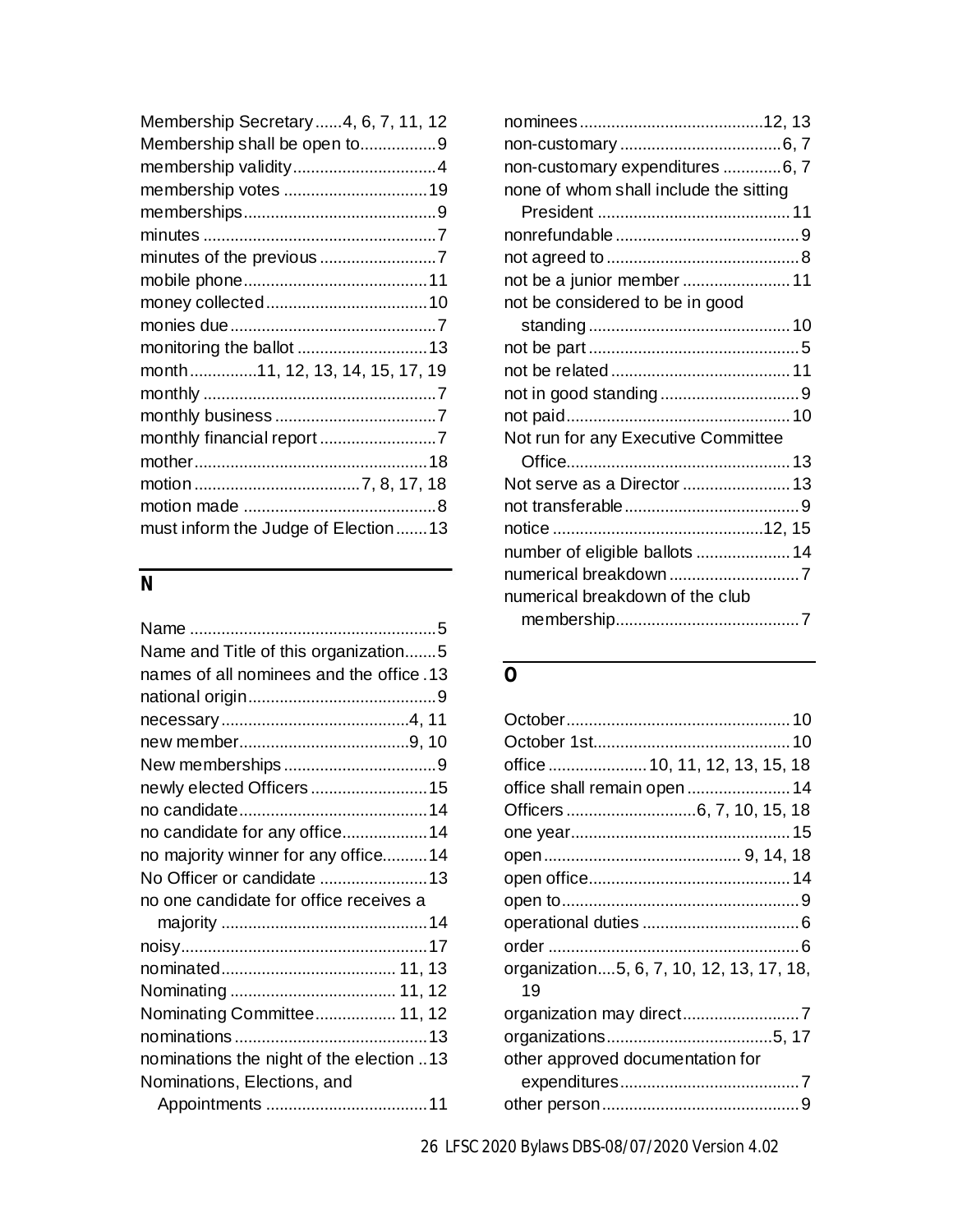Membership Secretary......4, 6, 7, 11, 12
Membership shall be open to.................9
membership validity................................4
membership votes ................................19
memberships...........................................9
minutes ....................................................7
minutes of the previous ..........................7
mobile phone.........................................11
money collected....................................10
monies due..............................................7
monitoring the ballot .............................13
month...............11, 12, 13, 14, 15, 17, 19
monthly ....................................................7
monthly business ....................................7
monthly financial report ..........................7
mother....................................................18
motion .....................................7, 8, 17, 18
motion made ...........................................8
must inform the Judge of Election.......13

## N

Name .......................................................5
Name and Title of this organization.......5
names of all nominees and the office .13
national origin..........................................9
necessary...........................................4, 11
new member......................................9, 10
New memberships ..................................9
newly elected Officers ..........................15
no candidate..........................................14
no candidate for any office...................14
no majority winner for any office..........14
No Officer or candidate ........................13
no one candidate for office receives a majority ..............................................14
noisy.......................................................17
nominated....................................... 11, 13
Nominating ..................................... 11, 12
Nominating Committee.................. 11, 12
nominations ...........................................13
nominations the night of the election ..13
Nominations, Elections, and Appointments ....................................11
nominees.........................................12, 13
non-customary .....................................6, 7
non-customary expenditures .............6, 7
none of whom shall include the sitting President ...........................................11
nonrefundable .........................................9
not agreed to ...........................................8
not be a junior member ........................11
not be considered to be in good standing .............................................10
not be part ...............................................5
not be related ........................................11
not in good standing ...............................9
not paid..................................................10
Not run for any Executive Committee Office..................................................13
Not serve as a Director ........................13
not transferable .......................................9
notice ...............................................12, 15
number of eligible ballots .....................14
numerical breakdown .............................7
numerical breakdown of the club membership.........................................7

## O

October..................................................10
October 1st............................................10
office ...................... 10, 11, 12, 13, 15, 18
office shall remain open .......................14
Officers .............................6, 7, 10, 15, 18
one year.................................................15
open ............................................ 9, 14, 18
open office.............................................14
open to.....................................................9
operational duties ...................................6
order ........................................................6
organization....5, 6, 7, 10, 12, 13, 17, 18, 19
organization may direct..........................7
organizations.....................................5, 17
other approved documentation for expenditures........................................7
other person ............................................9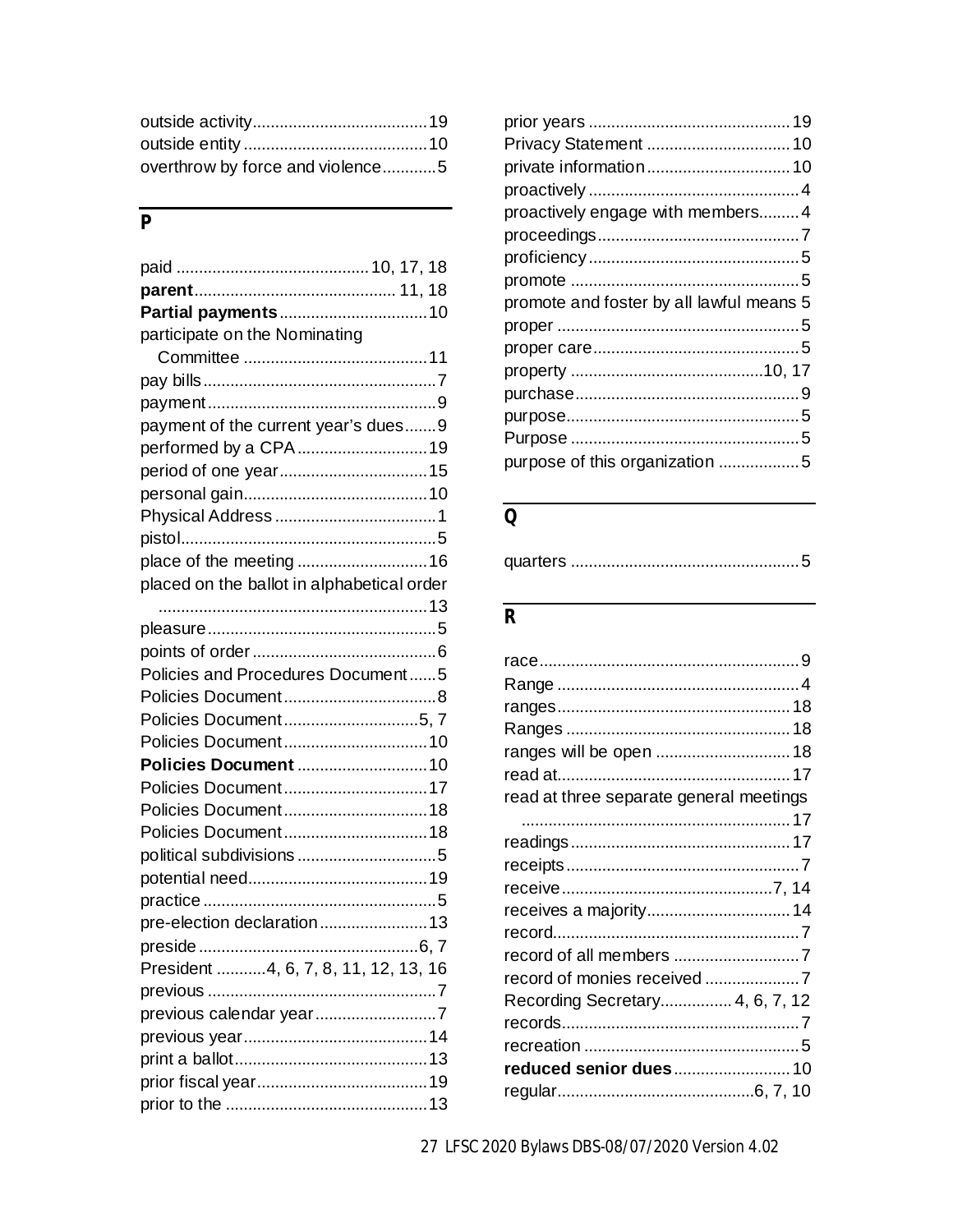outside activity....................................19
outside entity......................................10
overthrow by force and violence............5

## P

paid ........................................10, 17, 18
**parent**........................................ 11, 18
**Partial payments**.............................10
participate on the Nominating Committee ......................................11
pay bills.................................................7
payment.................................................9
payment of the current year's dues.......9
performed by a CPA...........................19
period of one year...............................15
personal gain.......................................10
Physical Address....................................1
pistol......................................................5
place of the meeting ...........................16
placed on the ballot in alphabetical order .........................................................13
pleasure.................................................5
points of order.......................................6
Policies and Procedures Document......5
Policies Document................................8
Policies Document..............................5, 7
Policies Document..............................10
**Policies Document**...........................10
Policies Document..............................17
Policies Document..............................18
Policies Document..............................18
political subdivisions.............................5
potential need......................................19
practice..................................................5
pre-election declaration......................13
preside..............................................6, 7
President ...........4, 6, 7, 8, 11, 12, 13, 16
previous.................................................7
previous calendar year..........................7
previous year.......................................14
print a ballot........................................13
prior fiscal year...................................19
prior to the ..........................................13
prior years ..........................................19
Privacy Statement ..............................10
private information..............................10
proactively.............................................4
proactively engage with members.........4
proceedings...........................................7
proficiency.............................................5
promote ................................................5
promote and foster by all lawful means 5
proper ...................................................5
proper care............................................5
property ........................................10, 17
purchase................................................9
purpose..................................................5
Purpose .................................................5
purpose of this organization .................5

## Q

quarters ................................................5

## R

race.......................................................9
Range ....................................................4
ranges..................................................18
Ranges ................................................18
ranges will be open .............................18
read at..................................................17
read at three separate general meetings .........................................................17
readings...............................................17
receipts..................................................7
receive...............................................7, 14
receives a majority...............................14
record.....................................................7
record of all members ...........................7
record of monies received .....................7
Recording Secretary................ 4, 6, 7, 12
records...................................................7
recreation ..............................................5
**reduced senior dues**..........................10
regular..............................................6, 7, 10

27 LFSC 2020 Bylaws DBS-08/07/2020 Version 4.02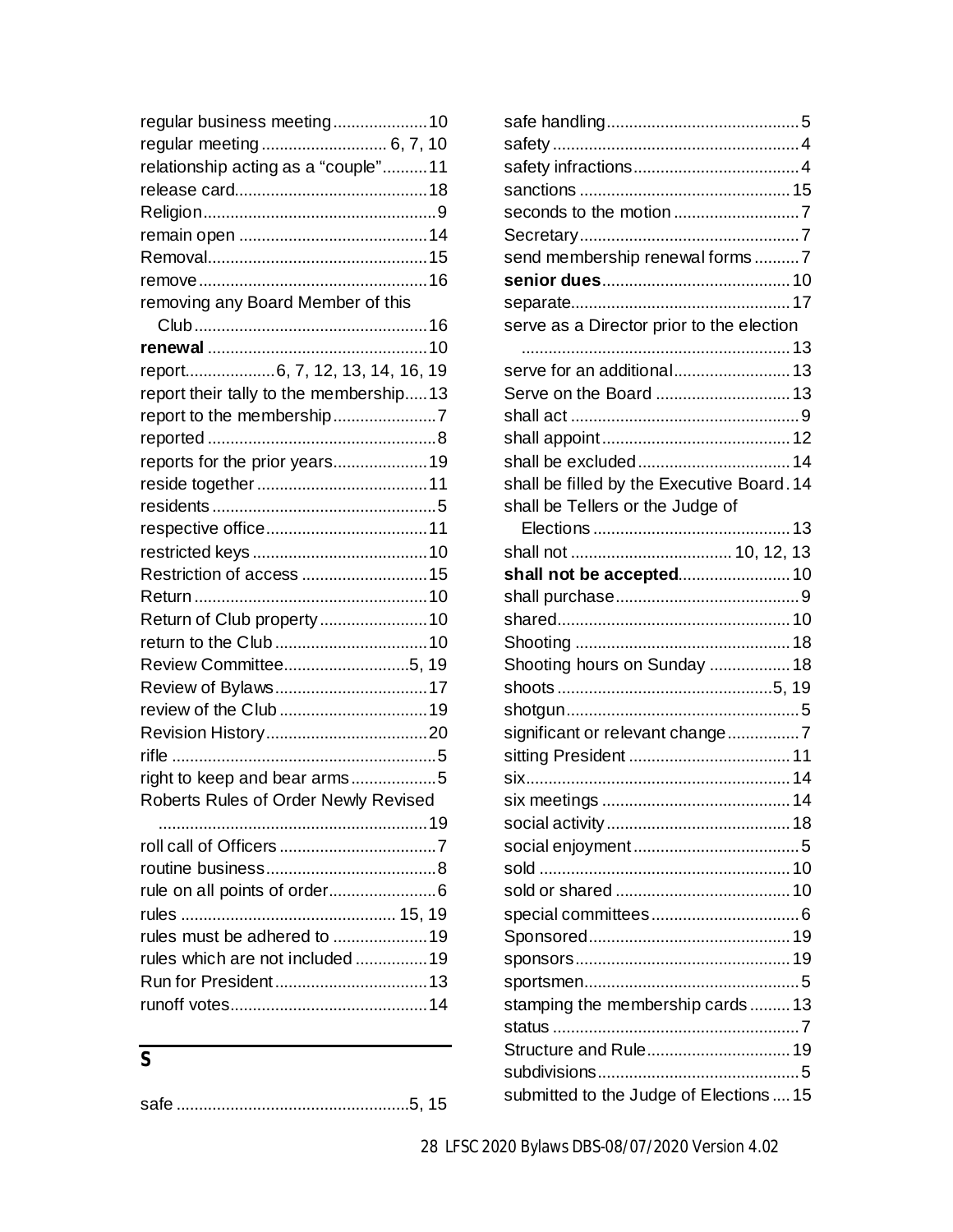regular business meeting.....................10
regular meeting............................ 6, 7, 10
relationship acting as a "couple"..........11
release card...........................................18
Religion....................................................9
remain open ..........................................14
Removal.................................................15
remove...................................................16
removing any Board Member of this
Club....................................................16
**renewal** .................................................10
report....................6, 7, 12, 13, 14, 16, 19
report their tally to the membership.....13
report to the membership.......................7
reported ...................................................8
reports for the prior years.....................19
reside together ......................................11
residents ..................................................5
respective office....................................11
restricted keys .......................................10
Restriction of access ............................15
Return ....................................................10
Return of Club property........................10
return to the Club ..................................10
Review Committee...........................5, 19
Review of Bylaws..................................17
review of the Club .................................19
Revision History....................................20
rifle ..........................................................5
right to keep and bear arms...................5
Roberts Rules of Order Newly Revised
............................................................19
roll call of Officers ...................................7
routine business......................................8
rule on all points of order........................6
rules ............................................... 15, 19
rules must be adhered to .....................19
rules which are not included ................19
Run for President..................................13
runoff votes............................................14

## S

safe ....................................................5, 15
safe handling...........................................5
safety .......................................................4
safety infractions.....................................4
sanctions ...............................................15
seconds to the motion ............................7
Secretary.................................................7
send membership renewal forms ..........7
**senior dues**..........................................10
separate.................................................17
serve as a Director prior to the election
............................................................13
serve for an additional..........................13
Serve on the Board ..............................13
shall act ...................................................9
shall appoint ..........................................12
shall be excluded..................................14
shall be filled by the Executive Board.14
shall be Tellers or the Judge of
Elections ............................................13
shall not ................................... 10, 12, 13
**shall not be accepted**.........................10
shall purchase.........................................9
shared....................................................10
Shooting ................................................18
Shooting hours on Sunday ..................18
shoots ...............................................5, 19
shotgun....................................................5
significant or relevant change................7
sitting President ....................................11
six...........................................................14
six meetings ..........................................14
social activity .........................................18
social enjoyment .....................................5
sold ........................................................10
sold or shared .......................................10
special committees .................................6
Sponsored.............................................19
sponsors................................................19
sportsmen................................................5
stamping the membership cards .........13
status .......................................................7
Structure and Rule................................19
subdivisions.............................................5
submitted to the Judge of Elections ....15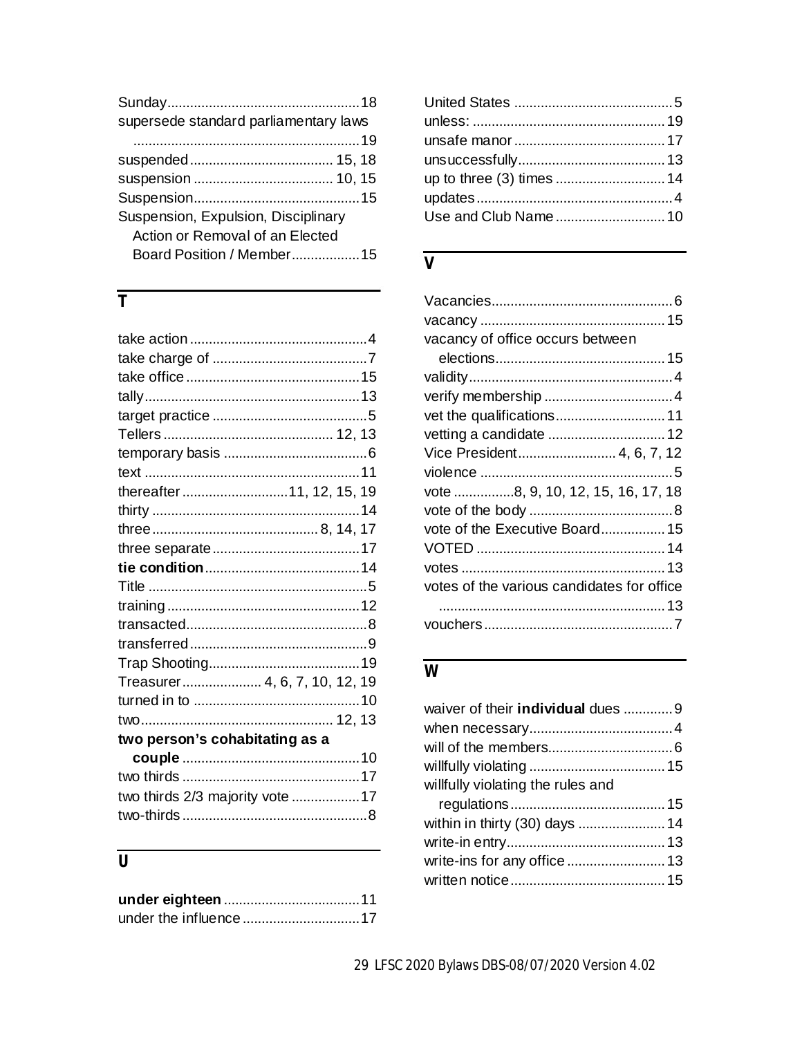Sunday....................................................18
supersede standard parliamentary laws ............................................................19
suspended...................................... 15, 18
suspension ..................................... 10, 15
Suspension............................................15
Suspension, Expulsion, Disciplinary Action or Removal of an Elected Board Position / Member..................15

## T

take action...............................................4
take charge of .........................................7
take office..............................................15
tally.........................................................13
target practice .........................................5
Tellers ............................................. 12, 13
temporary basis ......................................6
text .........................................................11
thereafter ............................11, 12, 15, 19
thirty .......................................................14
three........................................... 8, 14, 17
three separate.......................................17
**tie condition**.........................................14
Title ..........................................................5
training ...................................................12
transacted................................................8
transferred ...............................................9
Trap Shooting........................................19
Treasurer..................... 4, 6, 7, 10, 12, 19
turned in to ............................................10
two.................................................. 12, 13
**two person's cohabitating as a couple** ...............................................10
two thirds ...............................................17
two thirds 2/3 majority vote ..................17
two-thirds .................................................8

## U

**under eighteen**....................................11
under the influence...............................17
United States ..........................................5
unless: ...................................................19
unsafe manor ........................................17
unsuccessfully.......................................13
up to three (3) times .............................14
updates ....................................................4
Use and Club Name .............................10

## V

Vacancies................................................6
vacancy .................................................15
vacancy of office occurs between elections.............................................15
validity.....................................................4
verify membership ..................................4
vet the qualifications.............................11
vetting a candidate ...............................12
Vice President.......................... 4, 6, 7, 12
violence ...................................................5
vote ................8, 9, 10, 12, 15, 16, 17, 18
vote of the body ......................................8
vote of the Executive Board.................15
VOTED ..................................................14
votes ......................................................13
votes of the various candidates for office ............................................................13
vouchers..................................................7

## W

waiver of their **individual** dues .............9
when necessary......................................4
will of the members.................................6
willfully violating ....................................15
willfully violating the rules and regulations.........................................15
within in thirty (30) days .......................14
write-in entry..........................................13
write-ins for any office ..........................13
written notice.........................................15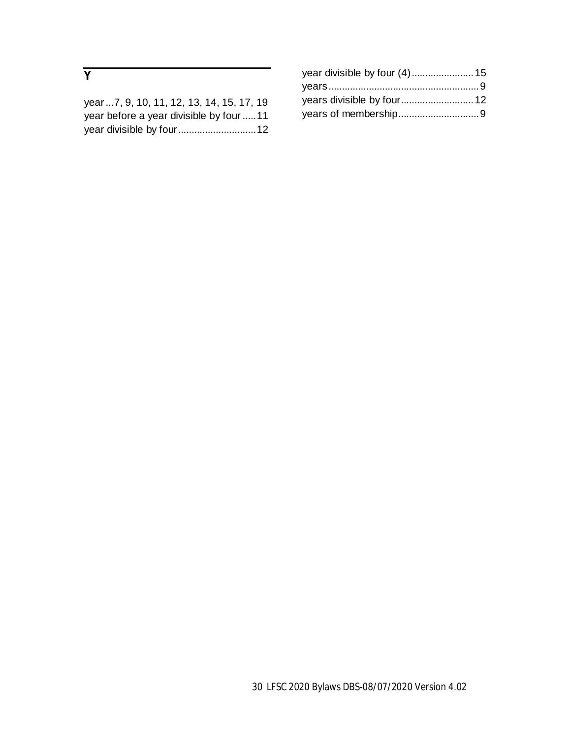## Y

year...7, 9, 10, 11, 12, 13, 14, 15, 17, 19
year before a year divisible by four.....11
year divisible by four............................12
year divisible by four (4)......................15
years.......................................................9
years divisible by four..........................12
years of membership.............................9